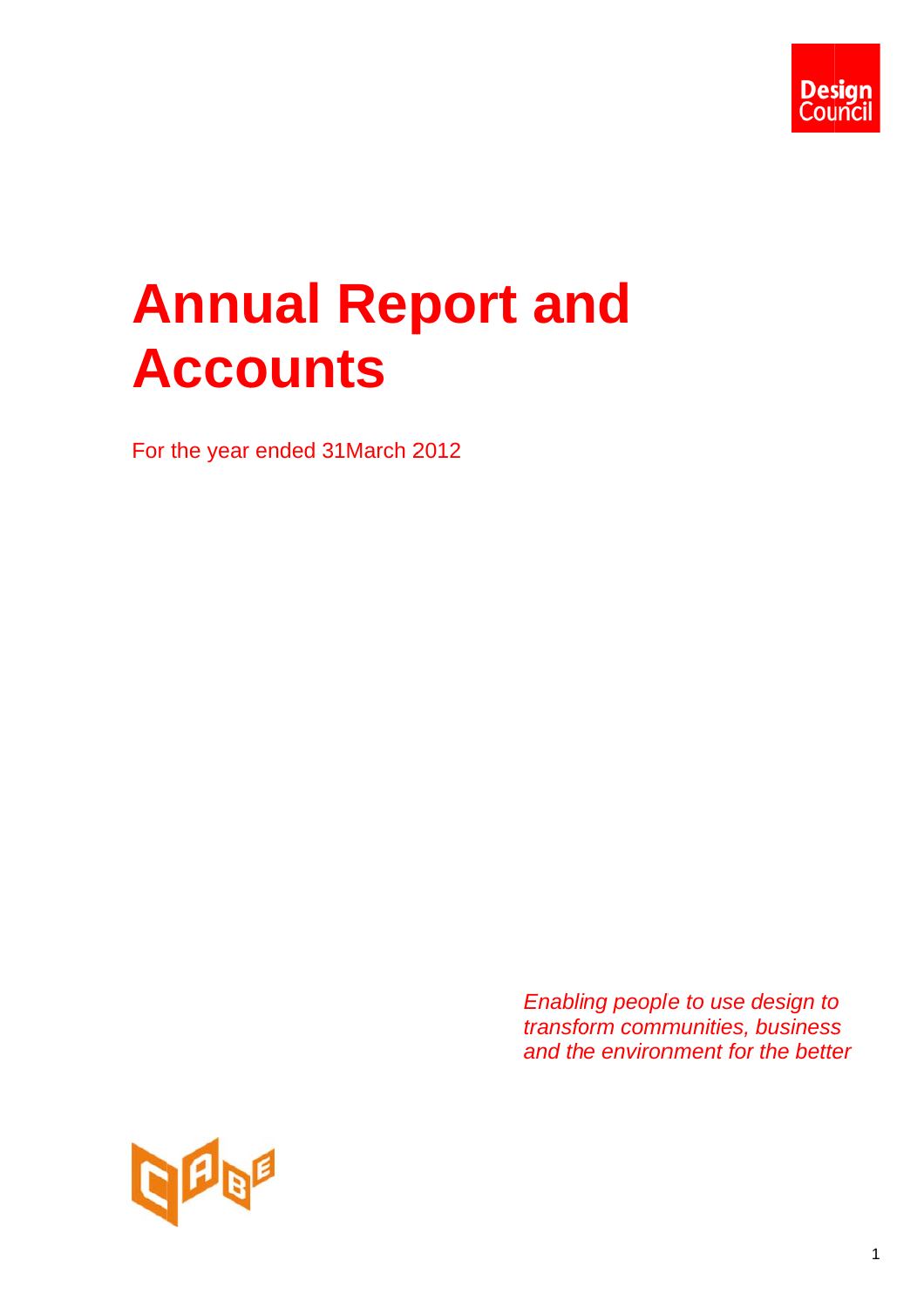Design Council

# Annual Report and Accounts

For the year ended 31March 2012

*Enabling people to use design to transform communities, business and the environment for the better*

CABE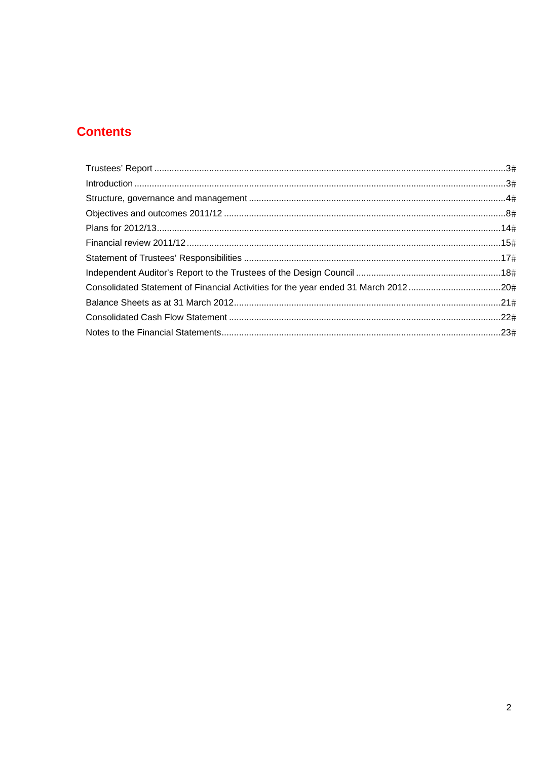# Contents

| | |
|---|---|
| Trustees' Report | 3 |
| Introduction | 3 |
| Structure, governance and management | 4 |
| Objectives and outcomes 2011/12 | 8 |
| Plans for 2012/13 | 14 |
| Financial review 2011/12 | 15 |
| Statement of Trustees' Responsibilities | 17 |
| Independent Auditor's Report to the Trustees of the Design Council | 18 |
| Consolidated Statement of Financial Activities for the year ended 31 March 2012 | 20 |
| Balance Sheets as at 31 March 2012 | 21 |
| Consolidated Cash Flow Statement | 22 |
| Notes to the Financial Statements | 23 |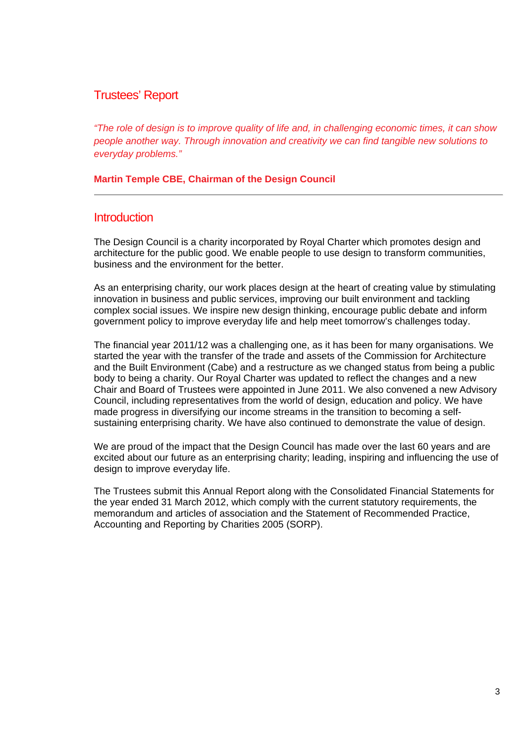# Trustees' Report

*"The role of design is to improve quality of life and, in challenging economic times, it can show people another way. Through innovation and creativity we can find tangible new solutions to everyday problems."*

**Martin Temple CBE, Chairman of the Design Council**

---

## Introduction

The Design Council is a charity incorporated by Royal Charter which promotes design and architecture for the public good. We enable people to use design to transform communities, business and the environment for the better.

As an enterprising charity, our work places design at the heart of creating value by stimulating innovation in business and public services, improving our built environment and tackling complex social issues. We inspire new design thinking, encourage public debate and inform government policy to improve everyday life and help meet tomorrow's challenges today.

The financial year 2011/12 was a challenging one, as it has been for many organisations. We started the year with the transfer of the trade and assets of the Commission for Architecture and the Built Environment (Cabe) and a restructure as we changed status from being a public body to being a charity. Our Royal Charter was updated to reflect the changes and a new Chair and Board of Trustees were appointed in June 2011. We also convened a new Advisory Council, including representatives from the world of design, education and policy. We have made progress in diversifying our income streams in the transition to becoming a self-sustaining enterprising charity. We have also continued to demonstrate the value of design.

We are proud of the impact that the Design Council has made over the last 60 years and are excited about our future as an enterprising charity; leading, inspiring and influencing the use of design to improve everyday life.

The Trustees submit this Annual Report along with the Consolidated Financial Statements for the year ended 31 March 2012, which comply with the current statutory requirements, the memorandum and articles of association and the Statement of Recommended Practice, Accounting and Reporting by Charities 2005 (SORP).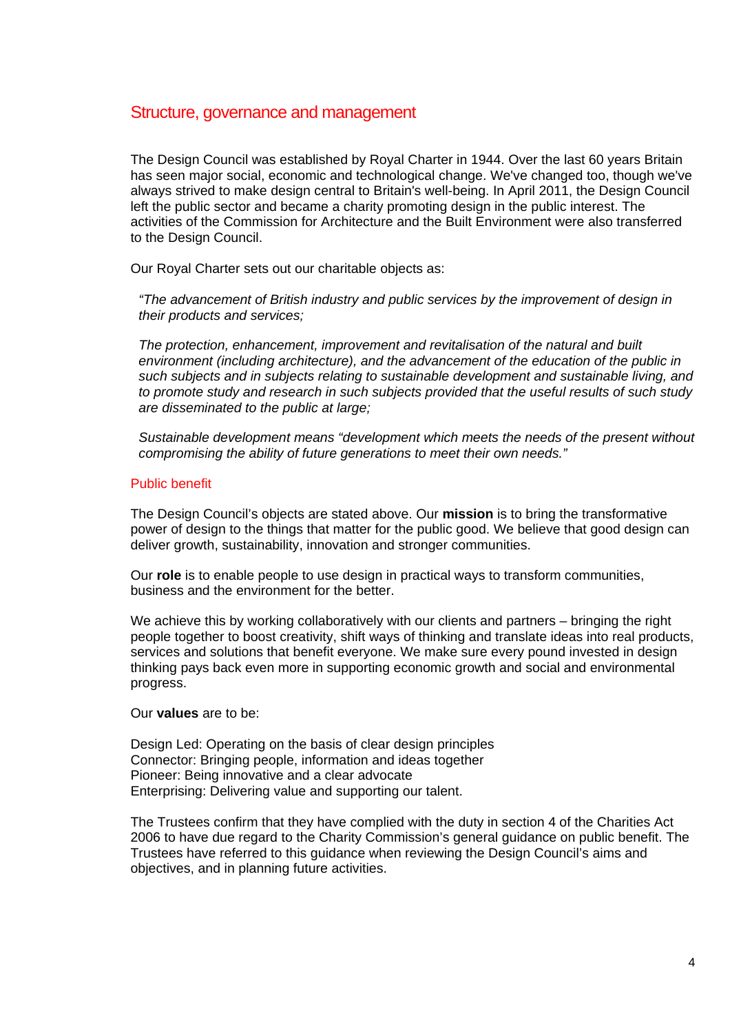## Structure, governance and management

The Design Council was established by Royal Charter in 1944. Over the last 60 years Britain has seen major social, economic and technological change. We've changed too, though we've always strived to make design central to Britain's well-being. In April 2011, the Design Council left the public sector and became a charity promoting design in the public interest. The activities of the Commission for Architecture and the Built Environment were also transferred to the Design Council.

Our Royal Charter sets out our charitable objects as:

> *"The advancement of British industry and public services by the improvement of design in their products and services;*
>
> *The protection, enhancement, improvement and revitalisation of the natural and built environment (including architecture), and the advancement of the education of the public in such subjects and in subjects relating to sustainable development and sustainable living, and to promote study and research in such subjects provided that the useful results of such study are disseminated to the public at large;*
>
> *Sustainable development means "development which meets the needs of the present without compromising the ability of future generations to meet their own needs."*

### Public benefit

The Design Council's objects are stated above. Our **mission** is to bring the transformative power of design to the things that matter for the public good. We believe that good design can deliver growth, sustainability, innovation and stronger communities.

Our **role** is to enable people to use design in practical ways to transform communities, business and the environment for the better.

We achieve this by working collaboratively with our clients and partners – bringing the right people together to boost creativity, shift ways of thinking and translate ideas into real products, services and solutions that benefit everyone. We make sure every pound invested in design thinking pays back even more in supporting economic growth and social and environmental progress.

Our **values** are to be:

Design Led: Operating on the basis of clear design principles
Connector: Bringing people, information and ideas together
Pioneer: Being innovative and a clear advocate
Enterprising: Delivering value and supporting our talent.

The Trustees confirm that they have complied with the duty in section 4 of the Charities Act 2006 to have due regard to the Charity Commission's general guidance on public benefit. The Trustees have referred to this guidance when reviewing the Design Council's aims and objectives, and in planning future activities.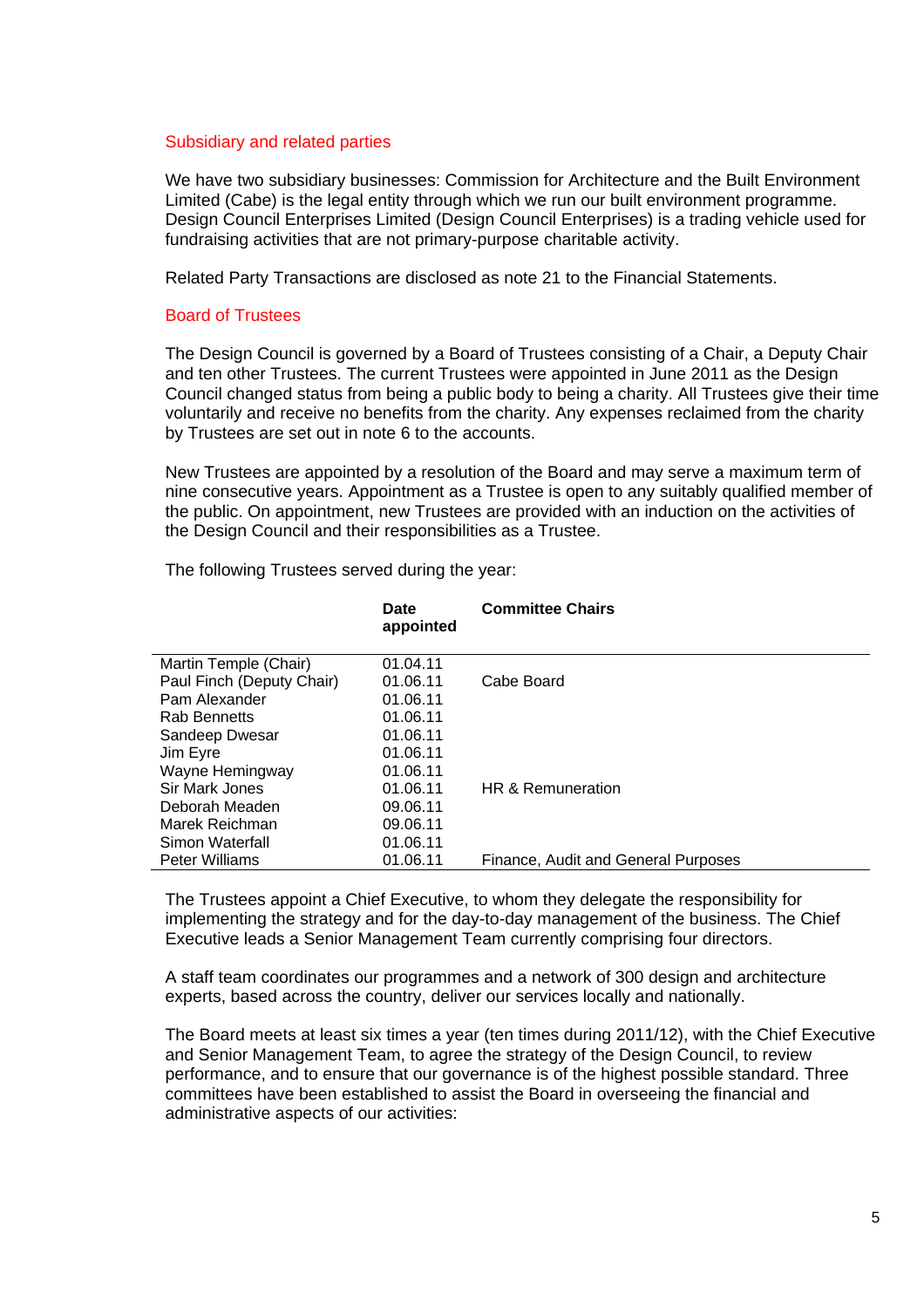## Subsidiary and related parties

We have two subsidiary businesses: Commission for Architecture and the Built Environment Limited (Cabe) is the legal entity through which we run our built environment programme. Design Council Enterprises Limited (Design Council Enterprises) is a trading vehicle used for fundraising activities that are not primary-purpose charitable activity.

Related Party Transactions are disclosed as note 21 to the Financial Statements.

## Board of Trustees

The Design Council is governed by a Board of Trustees consisting of a Chair, a Deputy Chair and ten other Trustees. The current Trustees were appointed in June 2011 as the Design Council changed status from being a public body to being a charity. All Trustees give their time voluntarily and receive no benefits from the charity. Any expenses reclaimed from the charity by Trustees are set out in note 6 to the accounts.

New Trustees are appointed by a resolution of the Board and may serve a maximum term of nine consecutive years. Appointment as a Trustee is open to any suitably qualified member of the public. On appointment, new Trustees are provided with an induction on the activities of the Design Council and their responsibilities as a Trustee.

The following Trustees served during the year:

| | **Date appointed** | **Committee Chairs** |
|---|---|---|
| Martin Temple (Chair) | 01.04.11 | |
| Paul Finch (Deputy Chair) | 01.06.11 | Cabe Board |
| Pam Alexander | 01.06.11 | |
| Rab Bennetts | 01.06.11 | |
| Sandeep Dwesar | 01.06.11 | |
| Jim Eyre | 01.06.11 | |
| Wayne Hemingway | 01.06.11 | |
| Sir Mark Jones | 01.06.11 | HR & Remuneration |
| Deborah Meaden | 09.06.11 | |
| Marek Reichman | 09.06.11 | |
| Simon Waterfall | 01.06.11 | |
| Peter Williams | 01.06.11 | Finance, Audit and General Purposes |

The Trustees appoint a Chief Executive, to whom they delegate the responsibility for implementing the strategy and for the day-to-day management of the business. The Chief Executive leads a Senior Management Team currently comprising four directors.

A staff team coordinates our programmes and a network of 300 design and architecture experts, based across the country, deliver our services locally and nationally.

The Board meets at least six times a year (ten times during 2011/12), with the Chief Executive and Senior Management Team, to agree the strategy of the Design Council, to review performance, and to ensure that our governance is of the highest possible standard. Three committees have been established to assist the Board in overseeing the financial and administrative aspects of our activities: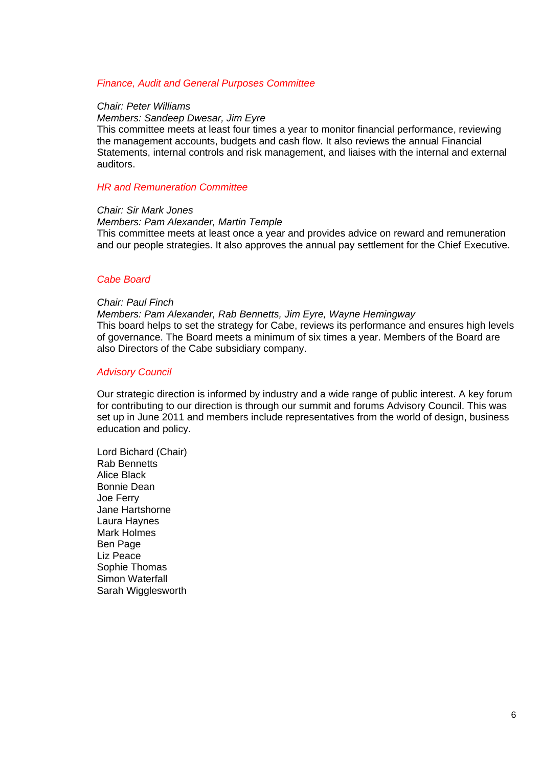### *Finance, Audit and General Purposes Committee*

*Chair: Peter Williams*
*Members: Sandeep Dwesar, Jim Eyre*
This committee meets at least four times a year to monitor financial performance, reviewing the management accounts, budgets and cash flow. It also reviews the annual Financial Statements, internal controls and risk management, and liaises with the internal and external auditors.

### *HR and Remuneration Committee*

*Chair: Sir Mark Jones*
*Members: Pam Alexander, Martin Temple*
This committee meets at least once a year and provides advice on reward and remuneration and our people strategies. It also approves the annual pay settlement for the Chief Executive.

### *Cabe Board*

*Chair: Paul Finch*
*Members: Pam Alexander, Rab Bennetts, Jim Eyre, Wayne Hemingway*
This board helps to set the strategy for Cabe, reviews its performance and ensures high levels of governance. The Board meets a minimum of six times a year. Members of the Board are also Directors of the Cabe subsidiary company.

### *Advisory Council*

Our strategic direction is informed by industry and a wide range of public interest. A key forum for contributing to our direction is through our summit and forums Advisory Council. This was set up in June 2011 and members include representatives from the world of design, business education and policy.

Lord Bichard (Chair)
Rab Bennetts
Alice Black
Bonnie Dean
Joe Ferry
Jane Hartshorne
Laura Haynes
Mark Holmes
Ben Page
Liz Peace
Sophie Thomas
Simon Waterfall
Sarah Wigglesworth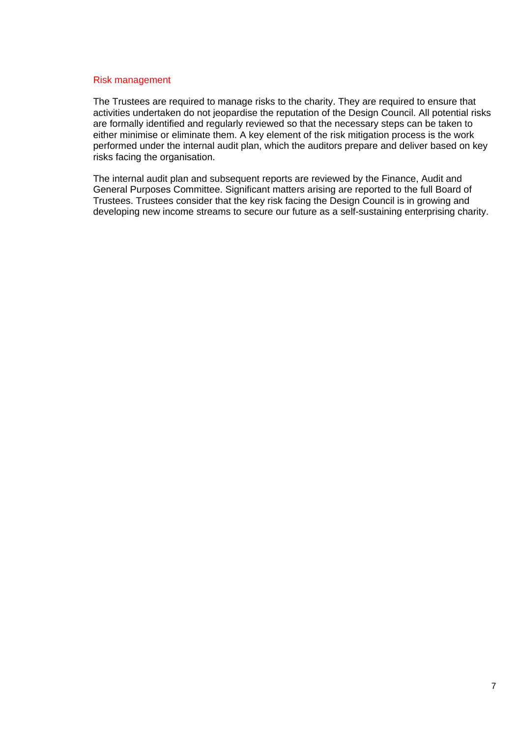## Risk management

The Trustees are required to manage risks to the charity. They are required to ensure that activities undertaken do not jeopardise the reputation of the Design Council. All potential risks are formally identified and regularly reviewed so that the necessary steps can be taken to either minimise or eliminate them. A key element of the risk mitigation process is the work performed under the internal audit plan, which the auditors prepare and deliver based on key risks facing the organisation.

The internal audit plan and subsequent reports are reviewed by the Finance, Audit and General Purposes Committee. Significant matters arising are reported to the full Board of Trustees. Trustees consider that the key risk facing the Design Council is in growing and developing new income streams to secure our future as a self-sustaining enterprising charity.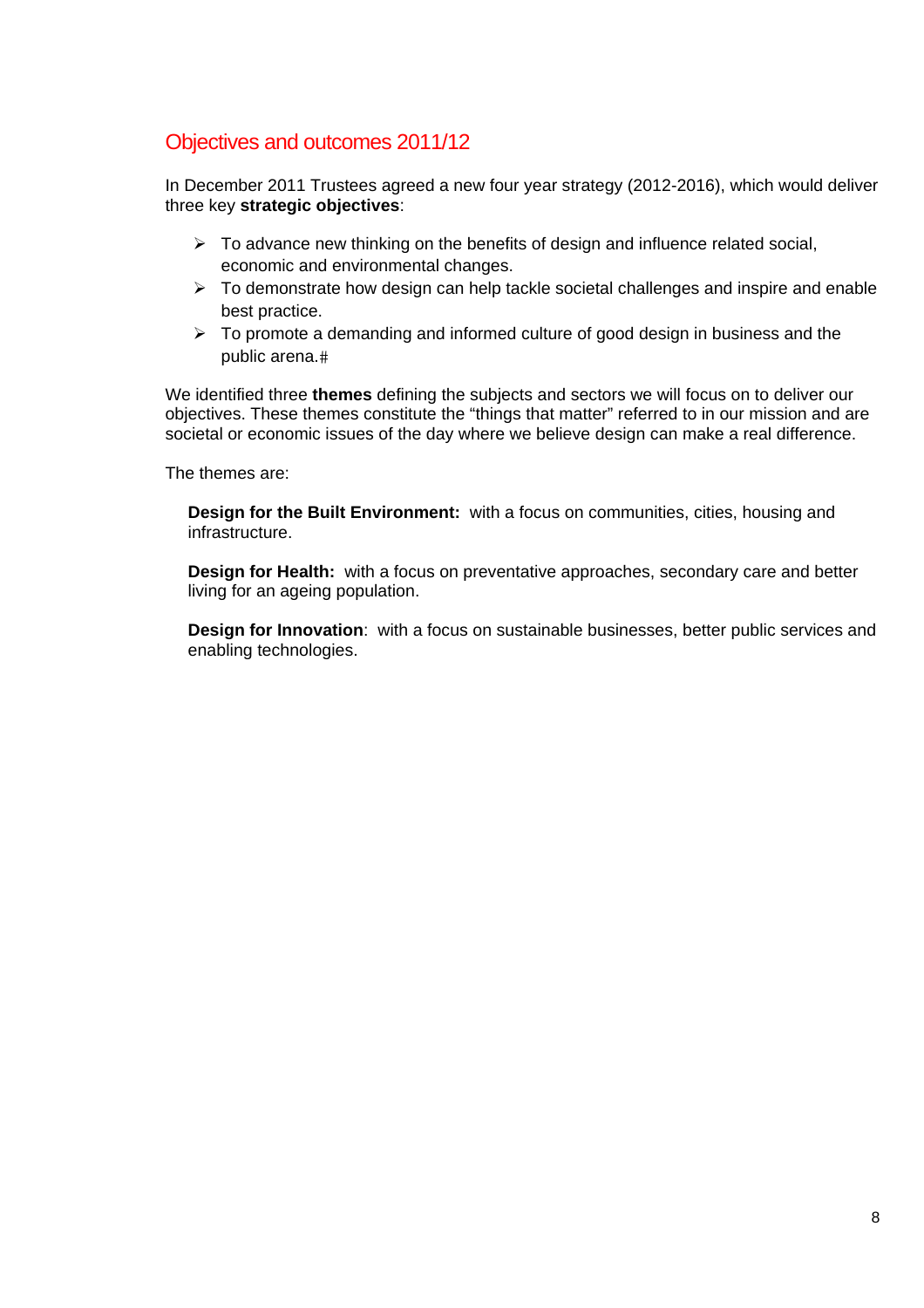## Objectives and outcomes 2011/12

In December 2011 Trustees agreed a new four year strategy (2012-2016), which would deliver three key **strategic objectives**:

- To advance new thinking on the benefits of design and influence related social, economic and environmental changes.
- To demonstrate how design can help tackle societal challenges and inspire and enable best practice.
- To promote a demanding and informed culture of good design in business and the public arena.#

We identified three **themes** defining the subjects and sectors we will focus on to deliver our objectives. These themes constitute the “things that matter” referred to in our mission and are societal or economic issues of the day where we believe design can make a real difference.

The themes are:

**Design for the Built Environment:** with a focus on communities, cities, housing and infrastructure.

**Design for Health:** with a focus on preventative approaches, secondary care and better living for an ageing population.

**Design for Innovation**: with a focus on sustainable businesses, better public services and enabling technologies.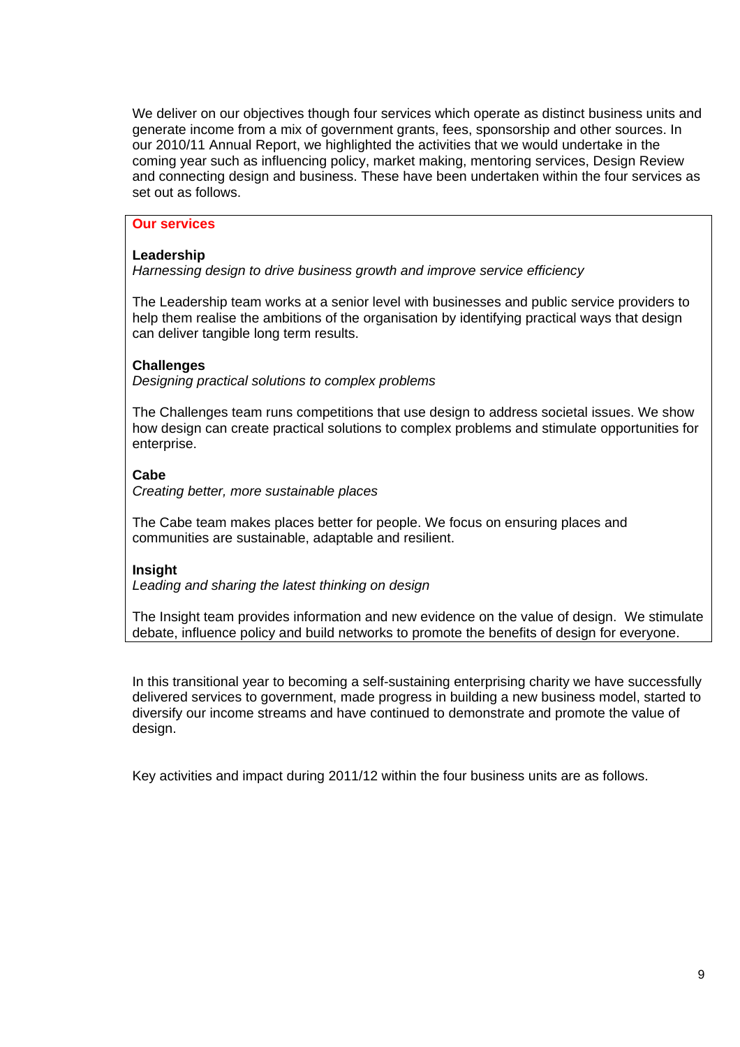We deliver on our objectives though four services which operate as distinct business units and generate income from a mix of government grants, fees, sponsorship and other sources. In our 2010/11 Annual Report, we highlighted the activities that we would undertake in the coming year such as influencing policy, market making, mentoring services, Design Review and connecting design and business. These have been undertaken within the four services as set out as follows.

## Our services

**Leadership**
*Harnessing design to drive business growth and improve service efficiency*

The Leadership team works at a senior level with businesses and public service providers to help them realise the ambitions of the organisation by identifying practical ways that design can deliver tangible long term results.

**Challenges**
*Designing practical solutions to complex problems*

The Challenges team runs competitions that use design to address societal issues. We show how design can create practical solutions to complex problems and stimulate opportunities for enterprise.

**Cabe**
*Creating better, more sustainable places*

The Cabe team makes places better for people. We focus on ensuring places and communities are sustainable, adaptable and resilient.

**Insight**
*Leading and sharing the latest thinking on design*

The Insight team provides information and new evidence on the value of design. We stimulate debate, influence policy and build networks to promote the benefits of design for everyone.

In this transitional year to becoming a self-sustaining enterprising charity we have successfully delivered services to government, made progress in building a new business model, started to diversify our income streams and have continued to demonstrate and promote the value of design.

Key activities and impact during 2011/12 within the four business units are as follows.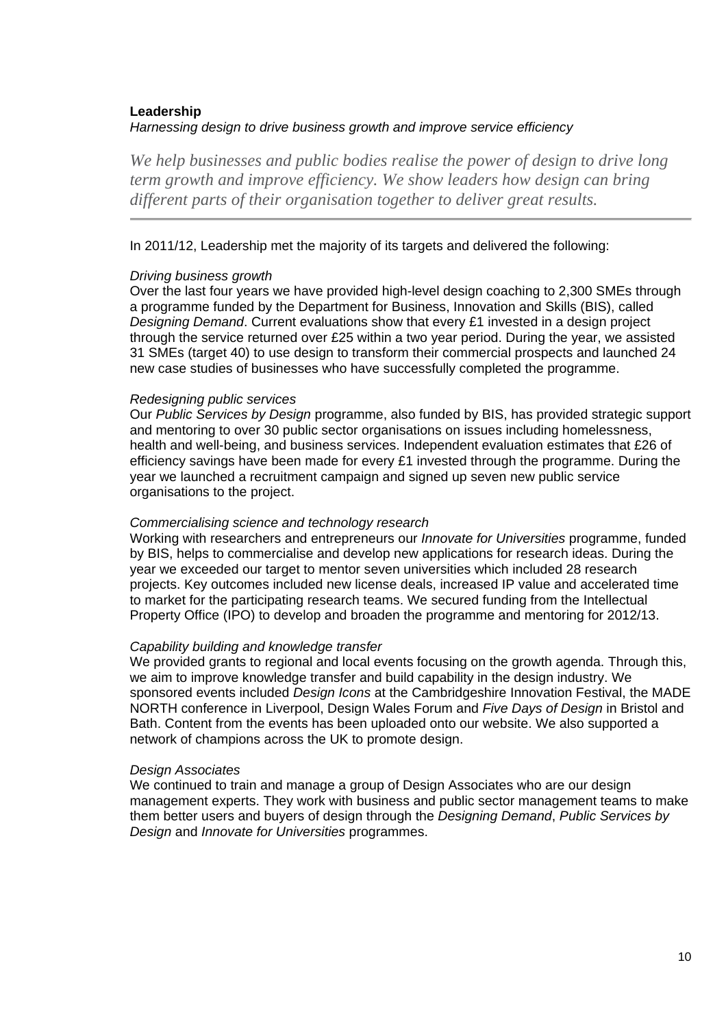## Leadership

*Harnessing design to drive business growth and improve service efficiency*

*We help businesses and public bodies realise the power of design to drive long term growth and improve efficiency. We show leaders how design can bring different parts of their organisation together to deliver great results.*

---

In 2011/12, Leadership met the majority of its targets and delivered the following:

*Driving business growth*

Over the last four years we have provided high-level design coaching to 2,300 SMEs through a programme funded by the Department for Business, Innovation and Skills (BIS), called *Designing Demand*. Current evaluations show that every £1 invested in a design project through the service returned over £25 within a two year period. During the year, we assisted 31 SMEs (target 40) to use design to transform their commercial prospects and launched 24 new case studies of businesses who have successfully completed the programme.

*Redesigning public services*

Our *Public Services by Design* programme, also funded by BIS, has provided strategic support and mentoring to over 30 public sector organisations on issues including homelessness, health and well-being, and business services. Independent evaluation estimates that £26 of efficiency savings have been made for every £1 invested through the programme. During the year we launched a recruitment campaign and signed up seven new public service organisations to the project.

*Commercialising science and technology research*

Working with researchers and entrepreneurs our *Innovate for Universities* programme, funded by BIS, helps to commercialise and develop new applications for research ideas. During the year we exceeded our target to mentor seven universities which included 28 research projects. Key outcomes included new license deals, increased IP value and accelerated time to market for the participating research teams. We secured funding from the Intellectual Property Office (IPO) to develop and broaden the programme and mentoring for 2012/13.

*Capability building and knowledge transfer*

We provided grants to regional and local events focusing on the growth agenda. Through this, we aim to improve knowledge transfer and build capability in the design industry. We sponsored events included *Design Icons* at the Cambridgeshire Innovation Festival, the MADE NORTH conference in Liverpool, Design Wales Forum and *Five Days of Design* in Bristol and Bath. Content from the events has been uploaded onto our website. We also supported a network of champions across the UK to promote design.

*Design Associates*

We continued to train and manage a group of Design Associates who are our design management experts. They work with business and public sector management teams to make them better users and buyers of design through the *Designing Demand*, *Public Services by Design* and *Innovate for Universities* programmes.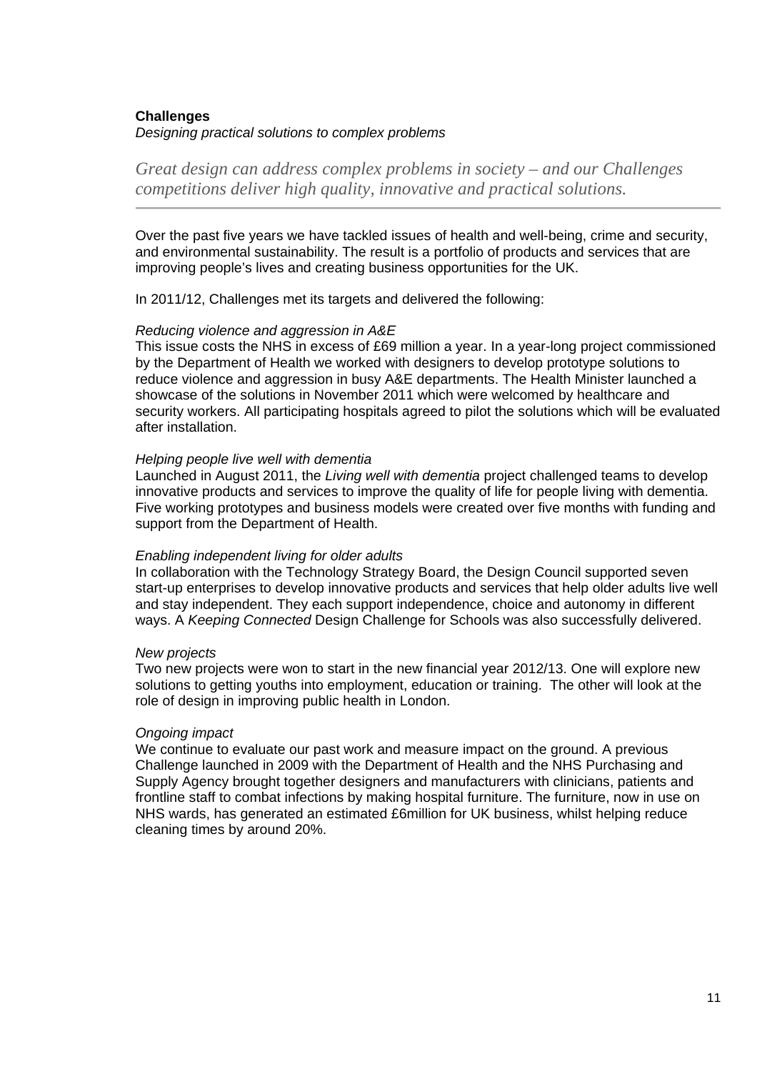## Challenges

*Designing practical solutions to complex problems*

*Great design can address complex problems in society – and our Challenges competitions deliver high quality, innovative and practical solutions.*

---

Over the past five years we have tackled issues of health and well-being, crime and security, and environmental sustainability. The result is a portfolio of products and services that are improving people's lives and creating business opportunities for the UK.

In 2011/12, Challenges met its targets and delivered the following:

*Reducing violence and aggression in A&E*

This issue costs the NHS in excess of £69 million a year. In a year-long project commissioned by the Department of Health we worked with designers to develop prototype solutions to reduce violence and aggression in busy A&E departments. The Health Minister launched a showcase of the solutions in November 2011 which were welcomed by healthcare and security workers. All participating hospitals agreed to pilot the solutions which will be evaluated after installation.

*Helping people live well with dementia*

Launched in August 2011, the *Living well with dementia* project challenged teams to develop innovative products and services to improve the quality of life for people living with dementia. Five working prototypes and business models were created over five months with funding and support from the Department of Health.

*Enabling independent living for older adults*

In collaboration with the Technology Strategy Board, the Design Council supported seven start-up enterprises to develop innovative products and services that help older adults live well and stay independent. They each support independence, choice and autonomy in different ways. A *Keeping Connected* Design Challenge for Schools was also successfully delivered.

*New projects*

Two new projects were won to start in the new financial year 2012/13. One will explore new solutions to getting youths into employment, education or training. The other will look at the role of design in improving public health in London.

*Ongoing impact*

We continue to evaluate our past work and measure impact on the ground. A previous Challenge launched in 2009 with the Department of Health and the NHS Purchasing and Supply Agency brought together designers and manufacturers with clinicians, patients and frontline staff to combat infections by making hospital furniture. The furniture, now in use on NHS wards, has generated an estimated £6million for UK business, whilst helping reduce cleaning times by around 20%.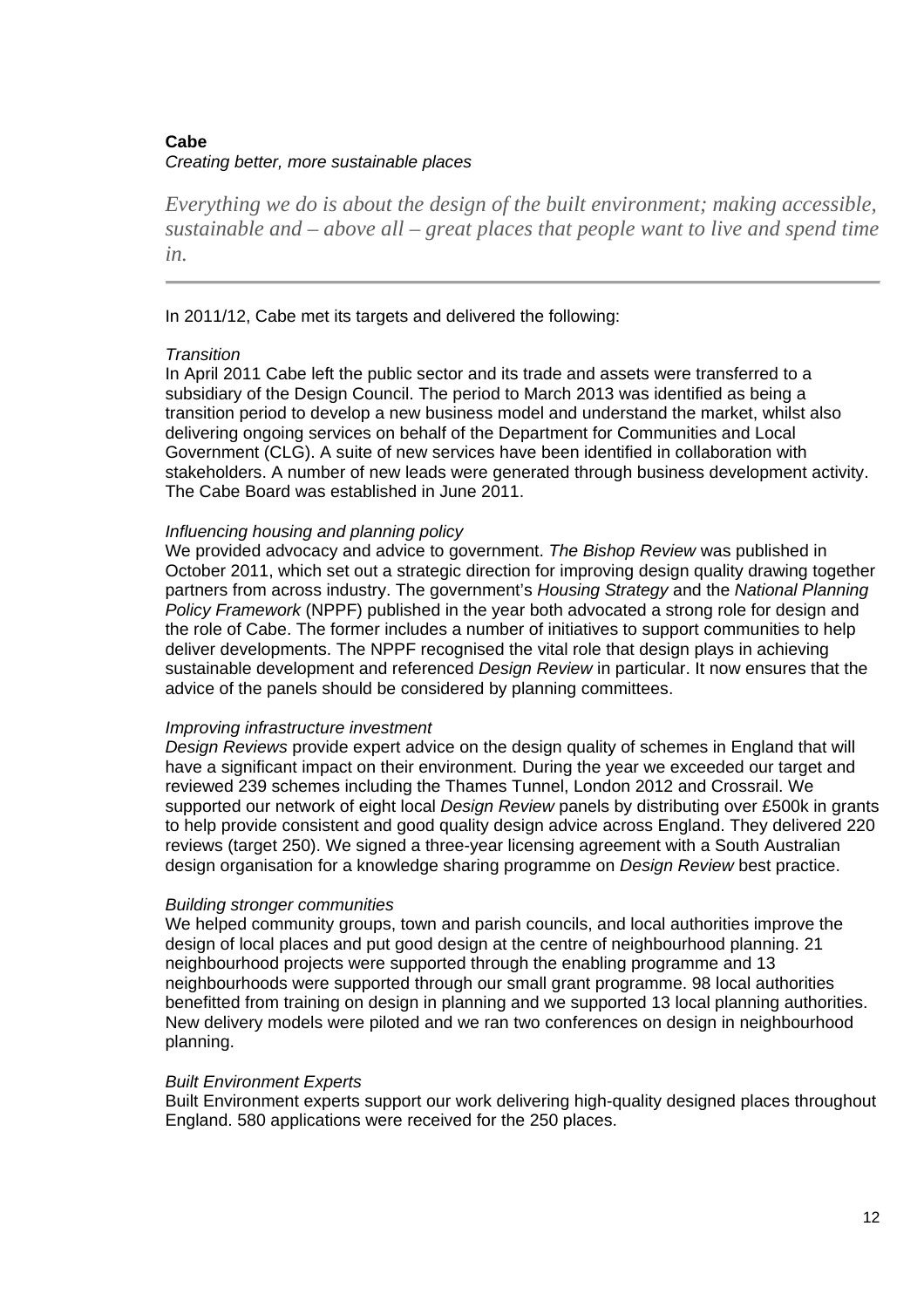**Cabe**

*Creating better, more sustainable places*

*Everything we do is about the design of the built environment; making accessible, sustainable and – above all – great places that people want to live and spend time in.*

---

In 2011/12, Cabe met its targets and delivered the following:

*Transition*

In April 2011 Cabe left the public sector and its trade and assets were transferred to a subsidiary of the Design Council. The period to March 2013 was identified as being a transition period to develop a new business model and understand the market, whilst also delivering ongoing services on behalf of the Department for Communities and Local Government (CLG). A suite of new services have been identified in collaboration with stakeholders. A number of new leads were generated through business development activity. The Cabe Board was established in June 2011.

*Influencing housing and planning policy*

We provided advocacy and advice to government. *The Bishop Review* was published in October 2011, which set out a strategic direction for improving design quality drawing together partners from across industry. The government's *Housing Strategy* and the *National Planning Policy Framework* (NPPF) published in the year both advocated a strong role for design and the role of Cabe. The former includes a number of initiatives to support communities to help deliver developments. The NPPF recognised the vital role that design plays in achieving sustainable development and referenced *Design Review* in particular. It now ensures that the advice of the panels should be considered by planning committees.

*Improving infrastructure investment*

*Design Reviews* provide expert advice on the design quality of schemes in England that will have a significant impact on their environment. During the year we exceeded our target and reviewed 239 schemes including the Thames Tunnel, London 2012 and Crossrail. We supported our network of eight local *Design Review* panels by distributing over £500k in grants to help provide consistent and good quality design advice across England. They delivered 220 reviews (target 250). We signed a three-year licensing agreement with a South Australian design organisation for a knowledge sharing programme on *Design Review* best practice.

*Building stronger communities*

We helped community groups, town and parish councils, and local authorities improve the design of local places and put good design at the centre of neighbourhood planning. 21 neighbourhood projects were supported through the enabling programme and 13 neighbourhoods were supported through our small grant programme. 98 local authorities benefitted from training on design in planning and we supported 13 local planning authorities. New delivery models were piloted and we ran two conferences on design in neighbourhood planning.

*Built Environment Experts*

Built Environment experts support our work delivering high-quality designed places throughout England. 580 applications were received for the 250 places.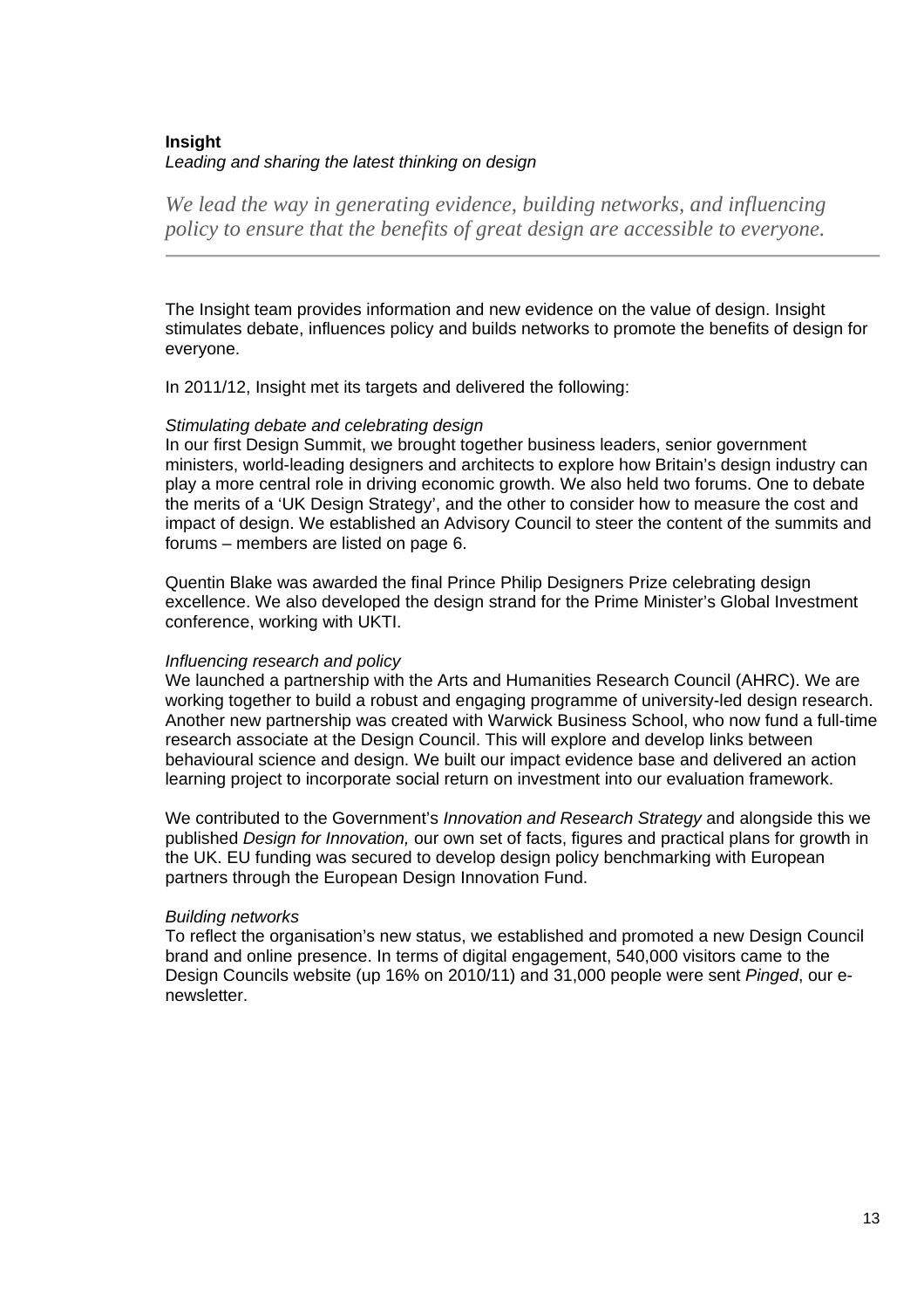## Insight

*Leading and sharing the latest thinking on design*

*We lead the way in generating evidence, building networks, and influencing policy to ensure that the benefits of great design are accessible to everyone.*

---

The Insight team provides information and new evidence on the value of design. Insight stimulates debate, influences policy and builds networks to promote the benefits of design for everyone.

In 2011/12, Insight met its targets and delivered the following:

*Stimulating debate and celebrating design*

In our first Design Summit, we brought together business leaders, senior government ministers, world-leading designers and architects to explore how Britain's design industry can play a more central role in driving economic growth. We also held two forums. One to debate the merits of a 'UK Design Strategy', and the other to consider how to measure the cost and impact of design. We established an Advisory Council to steer the content of the summits and forums – members are listed on page 6.

Quentin Blake was awarded the final Prince Philip Designers Prize celebrating design excellence. We also developed the design strand for the Prime Minister's Global Investment conference, working with UKTI.

*Influencing research and policy*

We launched a partnership with the Arts and Humanities Research Council (AHRC). We are working together to build a robust and engaging programme of university-led design research. Another new partnership was created with Warwick Business School, who now fund a full-time research associate at the Design Council. This will explore and develop links between behavioural science and design. We built our impact evidence base and delivered an action learning project to incorporate social return on investment into our evaluation framework.

We contributed to the Government's *Innovation and Research Strategy* and alongside this we published *Design for Innovation,* our own set of facts, figures and practical plans for growth in the UK. EU funding was secured to develop design policy benchmarking with European partners through the European Design Innovation Fund.

*Building networks*

To reflect the organisation's new status, we established and promoted a new Design Council brand and online presence. In terms of digital engagement, 540,000 visitors came to the Design Councils website (up 16% on 2010/11) and 31,000 people were sent *Pinged*, our e-newsletter.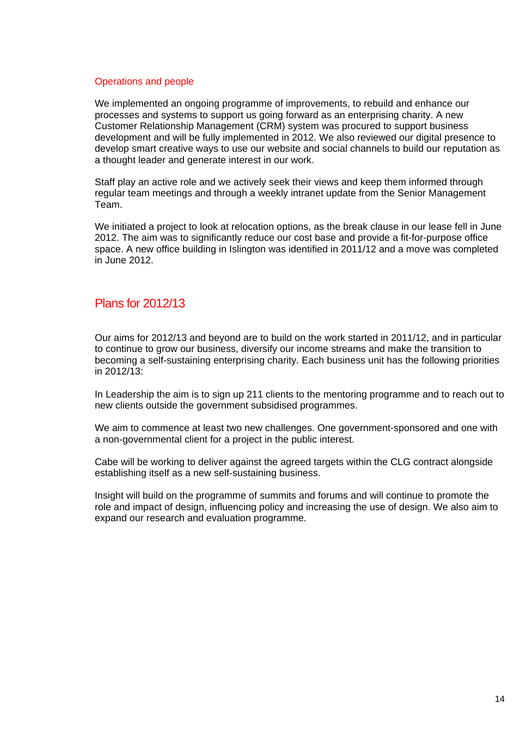### Operations and people

We implemented an ongoing programme of improvements, to rebuild and enhance our processes and systems to support us going forward as an enterprising charity. A new Customer Relationship Management (CRM) system was procured to support business development and will be fully implemented in 2012. We also reviewed our digital presence to develop smart creative ways to use our website and social channels to build our reputation as a thought leader and generate interest in our work.

Staff play an active role and we actively seek their views and keep them informed through regular team meetings and through a weekly intranet update from the Senior Management Team.

We initiated a project to look at relocation options, as the break clause in our lease fell in June 2012. The aim was to significantly reduce our cost base and provide a fit-for-purpose office space. A new office building in Islington was identified in 2011/12 and a move was completed in June 2012.

## Plans for 2012/13

Our aims for 2012/13 and beyond are to build on the work started in 2011/12, and in particular to continue to grow our business, diversify our income streams and make the transition to becoming a self-sustaining enterprising charity. Each business unit has the following priorities in 2012/13:

In Leadership the aim is to sign up 211 clients to the mentoring programme and to reach out to new clients outside the government subsidised programmes.

We aim to commence at least two new challenges. One government-sponsored and one with a non-governmental client for a project in the public interest.

Cabe will be working to deliver against the agreed targets within the CLG contract alongside establishing itself as a new self-sustaining business.

Insight will build on the programme of summits and forums and will continue to promote the role and impact of design, influencing policy and increasing the use of design. We also aim to expand our research and evaluation programme.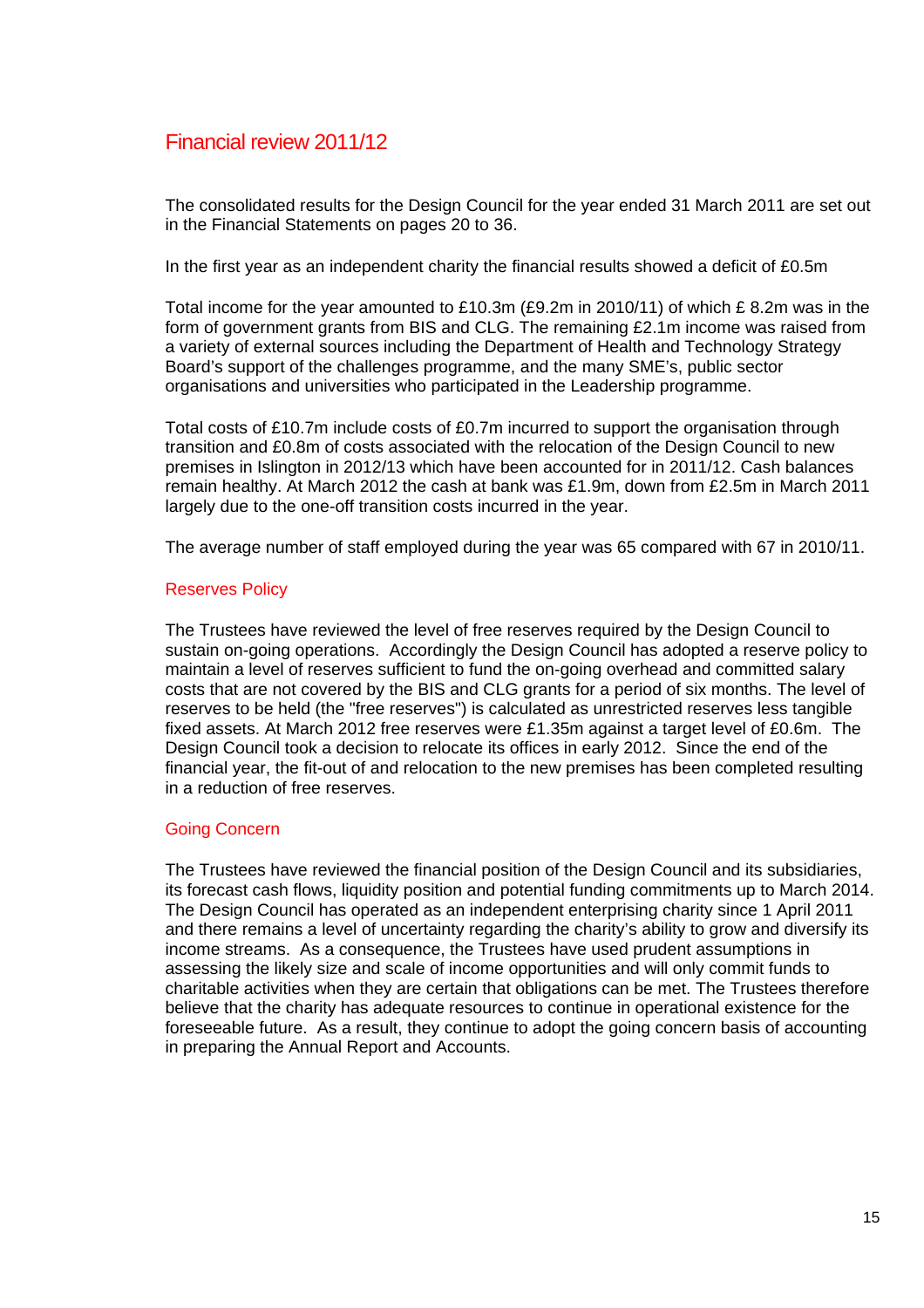## Financial review 2011/12

The consolidated results for the Design Council for the year ended 31 March 2011 are set out in the Financial Statements on pages 20 to 36.

In the first year as an independent charity the financial results showed a deficit of £0.5m

Total income for the year amounted to £10.3m (£9.2m in 2010/11) of which £ 8.2m was in the form of government grants from BIS and CLG. The remaining £2.1m income was raised from a variety of external sources including the Department of Health and Technology Strategy Board's support of the challenges programme, and the many SME's, public sector organisations and universities who participated in the Leadership programme.

Total costs of £10.7m include costs of £0.7m incurred to support the organisation through transition and £0.8m of costs associated with the relocation of the Design Council to new premises in Islington in 2012/13 which have been accounted for in 2011/12. Cash balances remain healthy. At March 2012 the cash at bank was £1.9m, down from £2.5m in March 2011 largely due to the one-off transition costs incurred in the year.

The average number of staff employed during the year was 65 compared with 67 in 2010/11.

### Reserves Policy

The Trustees have reviewed the level of free reserves required by the Design Council to sustain on-going operations. Accordingly the Design Council has adopted a reserve policy to maintain a level of reserves sufficient to fund the on-going overhead and committed salary costs that are not covered by the BIS and CLG grants for a period of six months. The level of reserves to be held (the "free reserves") is calculated as unrestricted reserves less tangible fixed assets. At March 2012 free reserves were £1.35m against a target level of £0.6m. The Design Council took a decision to relocate its offices in early 2012. Since the end of the financial year, the fit-out of and relocation to the new premises has been completed resulting in a reduction of free reserves.

### Going Concern

The Trustees have reviewed the financial position of the Design Council and its subsidiaries, its forecast cash flows, liquidity position and potential funding commitments up to March 2014. The Design Council has operated as an independent enterprising charity since 1 April 2011 and there remains a level of uncertainty regarding the charity's ability to grow and diversify its income streams. As a consequence, the Trustees have used prudent assumptions in assessing the likely size and scale of income opportunities and will only commit funds to charitable activities when they are certain that obligations can be met. The Trustees therefore believe that the charity has adequate resources to continue in operational existence for the foreseeable future. As a result, they continue to adopt the going concern basis of accounting in preparing the Annual Report and Accounts.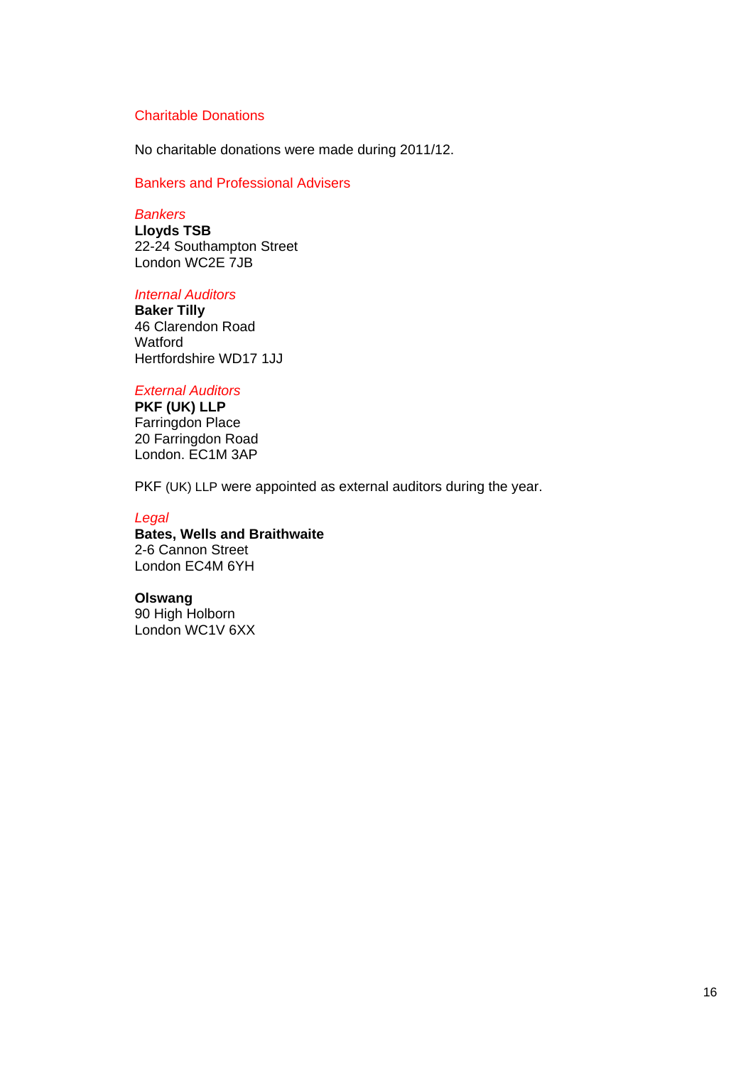## Charitable Donations

No charitable donations were made during 2011/12.

## Bankers and Professional Advisers

### *Bankers*

**Lloyds TSB**
22-24 Southampton Street
London WC2E 7JB

### *Internal Auditors*

**Baker Tilly**
46 Clarendon Road
Watford
Hertfordshire WD17 1JJ

### *External Auditors*

**PKF (UK) LLP**
Farringdon Place
20 Farringdon Road
London. EC1M 3AP

PKF (UK) LLP were appointed as external auditors during the year.

### *Legal*

**Bates, Wells and Braithwaite**
2-6 Cannon Street
London EC4M 6YH

**Olswang**
90 High Holborn
London WC1V 6XX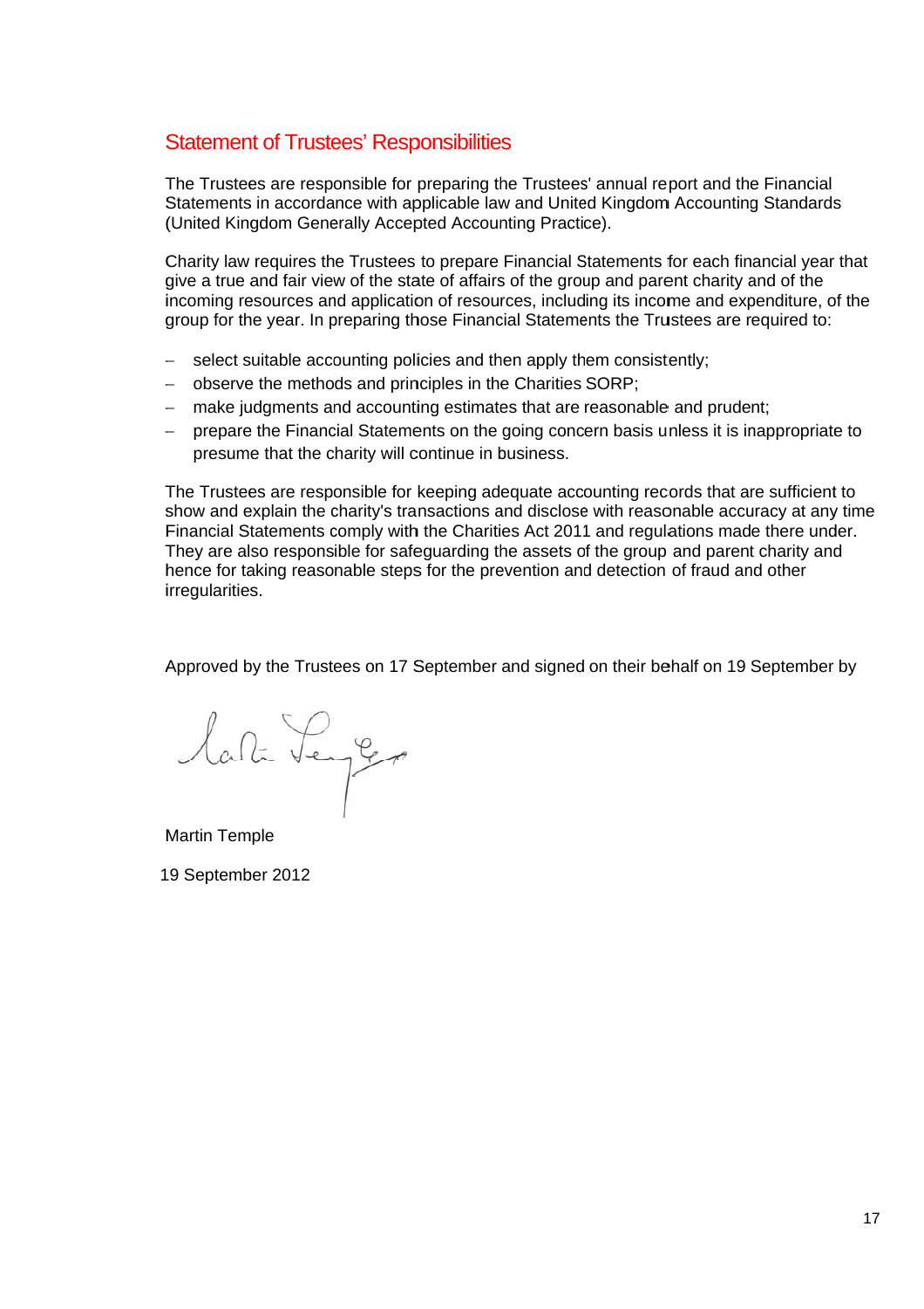## Statement of Trustees' Responsibilities

The Trustees are responsible for preparing the Trustees' annual report and the Financial Statements in accordance with applicable law and United Kingdom Accounting Standards (United Kingdom Generally Accepted Accounting Practice).

Charity law requires the Trustees to prepare Financial Statements for each financial year that give a true and fair view of the state of affairs of the group and parent charity and of the incoming resources and application of resources, including its income and expenditure, of the group for the year. In preparing those Financial Statements the Trustees are required to:

- select suitable accounting policies and then apply them consistently;
- observe the methods and principles in the Charities SORP;
- make judgments and accounting estimates that are reasonable and prudent;
- prepare the Financial Statements on the going concern basis unless it is inappropriate to presume that the charity will continue in business.

The Trustees are responsible for keeping adequate accounting records that are sufficient to show and explain the charity's transactions and disclose with reasonable accuracy at any time Financial Statements comply with the Charities Act 2011 and regulations made there under. They are also responsible for safeguarding the assets of the group and parent charity and hence for taking reasonable steps for the prevention and detection of fraud and other irregularities.

Approved by the Trustees on 17 September and signed on their behalf on 19 September by

Martin Temple

19 September 2012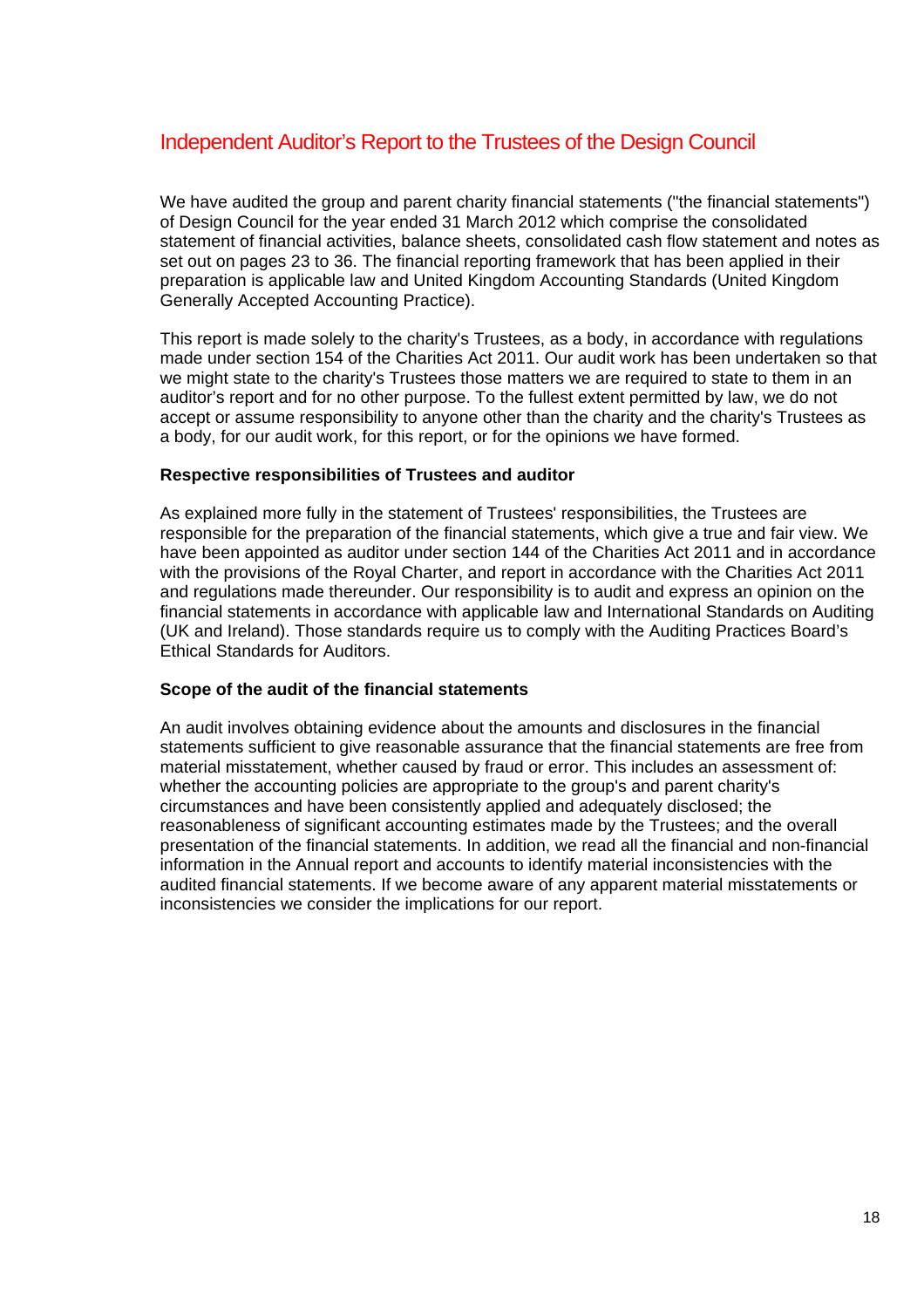# Independent Auditor's Report to the Trustees of the Design Council

We have audited the group and parent charity financial statements ("the financial statements") of Design Council for the year ended 31 March 2012 which comprise the consolidated statement of financial activities, balance sheets, consolidated cash flow statement and notes as set out on pages 23 to 36. The financial reporting framework that has been applied in their preparation is applicable law and United Kingdom Accounting Standards (United Kingdom Generally Accepted Accounting Practice).

This report is made solely to the charity's Trustees, as a body, in accordance with regulations made under section 154 of the Charities Act 2011. Our audit work has been undertaken so that we might state to the charity's Trustees those matters we are required to state to them in an auditor's report and for no other purpose. To the fullest extent permitted by law, we do not accept or assume responsibility to anyone other than the charity and the charity's Trustees as a body, for our audit work, for this report, or for the opinions we have formed.

**Respective responsibilities of Trustees and auditor**

As explained more fully in the statement of Trustees' responsibilities, the Trustees are responsible for the preparation of the financial statements, which give a true and fair view. We have been appointed as auditor under section 144 of the Charities Act 2011 and in accordance with the provisions of the Royal Charter, and report in accordance with the Charities Act 2011 and regulations made thereunder. Our responsibility is to audit and express an opinion on the financial statements in accordance with applicable law and International Standards on Auditing (UK and Ireland). Those standards require us to comply with the Auditing Practices Board's Ethical Standards for Auditors.

**Scope of the audit of the financial statements**

An audit involves obtaining evidence about the amounts and disclosures in the financial statements sufficient to give reasonable assurance that the financial statements are free from material misstatement, whether caused by fraud or error. This includes an assessment of: whether the accounting policies are appropriate to the group's and parent charity's circumstances and have been consistently applied and adequately disclosed; the reasonableness of significant accounting estimates made by the Trustees; and the overall presentation of the financial statements. In addition, we read all the financial and non-financial information in the Annual report and accounts to identify material inconsistencies with the audited financial statements. If we become aware of any apparent material misstatements or inconsistencies we consider the implications for our report.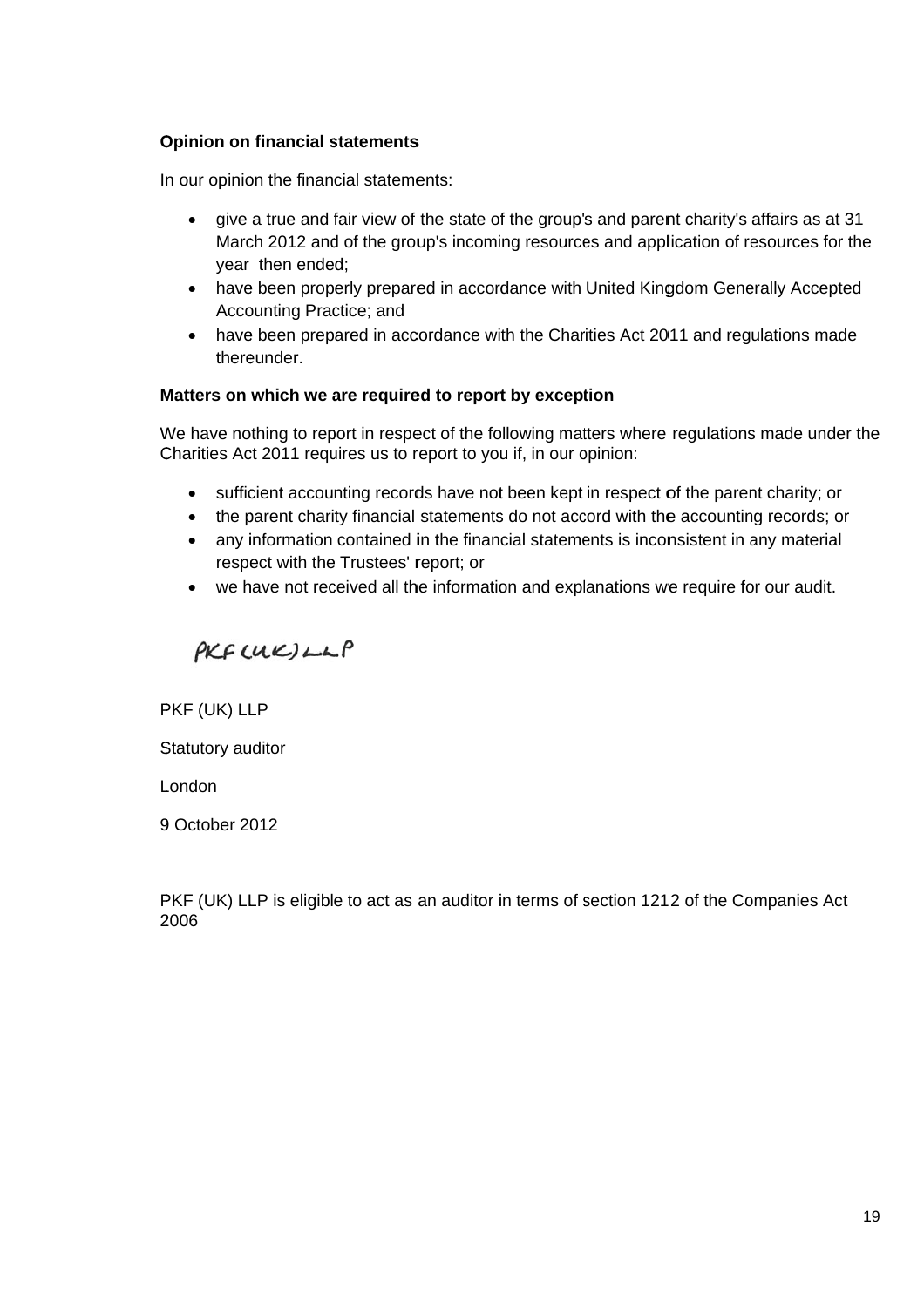**Opinion on financial statements**

In our opinion the financial statements:

- give a true and fair view of the state of the group's and parent charity's affairs as at 31 March 2012 and of the group's incoming resources and application of resources for the year then ended;
- have been properly prepared in accordance with United Kingdom Generally Accepted Accounting Practice; and
- have been prepared in accordance with the Charities Act 2011 and regulations made thereunder.

**Matters on which we are required to report by exception**

We have nothing to report in respect of the following matters where regulations made under the Charities Act 2011 requires us to report to you if, in our opinion:

- sufficient accounting records have not been kept in respect of the parent charity; or
- the parent charity financial statements do not accord with the accounting records; or
- any information contained in the financial statements is inconsistent in any material respect with the Trustees' report; or
- we have not received all the information and explanations we require for our audit.

PKF (UK) LLP

PKF (UK) LLP

Statutory auditor

London

9 October 2012

PKF (UK) LLP is eligible to act as an auditor in terms of section 1212 of the Companies Act 2006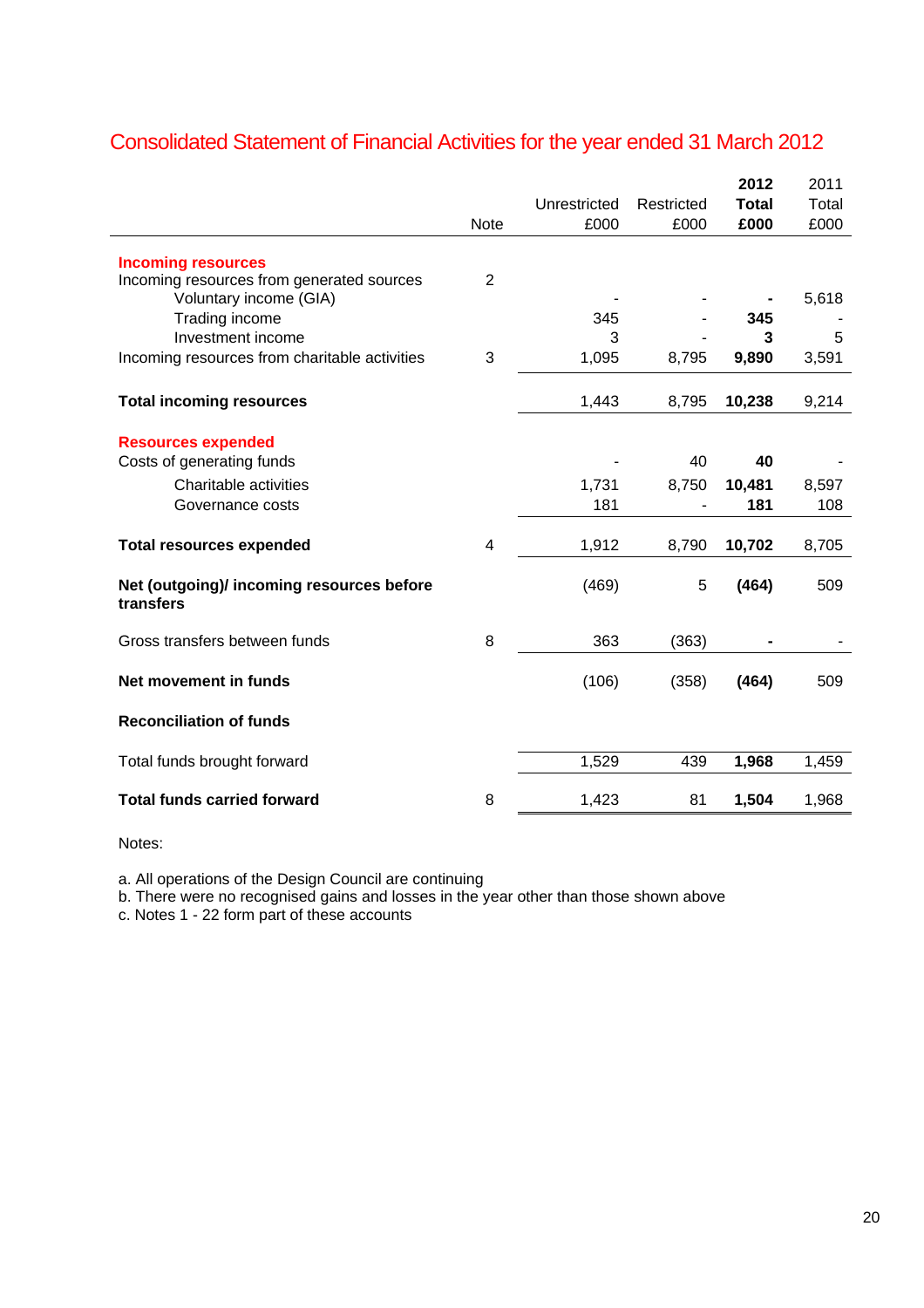## Consolidated Statement of Financial Activities for the year ended 31 March 2012

| | Note | Unrestricted £000 | Restricted £000 | **2012 Total £000** | 2011 Total £000 |
|---|---|---|---|---|---|
| **Incoming resources** | | | | | |
| Incoming resources from generated sources | 2 | | | | |
| Voluntary income (GIA) | | - | - | **-** | 5,618 |
| Trading income | | 345 | - | **345** | - |
| Investment income | | 3 | - | **3** | 5 |
| Incoming resources from charitable activities | 3 | 1,095 | 8,795 | **9,890** | 3,591 |
| **Total incoming resources** | | 1,443 | 8,795 | **10,238** | 9,214 |
| **Resources expended** | | | | | |
| Costs of generating funds | | - | 40 | **40** | - |
| Charitable activities | | 1,731 | 8,750 | **10,481** | 8,597 |
| Governance costs | | 181 | - | **181** | 108 |
| **Total resources expended** | 4 | 1,912 | 8,790 | **10,702** | 8,705 |
| **Net (outgoing)/ incoming resources before transfers** | | (469) | 5 | **(464)** | 509 |
| Gross transfers between funds | 8 | 363 | (363) | **-** | - |
| **Net movement in funds** | | (106) | (358) | **(464)** | 509 |
| **Reconciliation of funds** | | | | | |
| Total funds brought forward | | 1,529 | 439 | **1,968** | 1,459 |
| **Total funds carried forward** | 8 | 1,423 | 81 | **1,504** | 1,968 |

Notes:

a. All operations of the Design Council are continuing
b. There were no recognised gains and losses in the year other than those shown above
c. Notes 1 - 22 form part of these accounts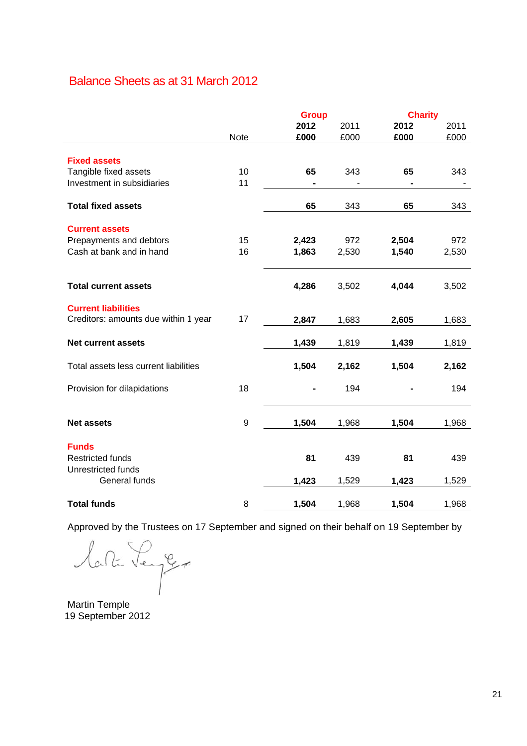## Balance Sheets as at 31 March 2012

| | Note | Group | | Charity | |
|---|---|---|---|---|---|
| | | **2012** | 2011 | **2012** | 2011 |
| | | **£000** | £000 | **£000** | £000 |
| **Fixed assets** | | | | | |
| Tangible fixed assets | 10 | **65** | 343 | **65** | 343 |
| Investment in subsidiaries | 11 | **-** | - | **-** | - |
| **Total fixed assets** | | **65** | 343 | **65** | 343 |
| **Current assets** | | | | | |
| Prepayments and debtors | 15 | **2,423** | 972 | **2,504** | 972 |
| Cash at bank and in hand | 16 | **1,863** | 2,530 | **1,540** | 2,530 |
| **Total current assets** | | **4,286** | 3,502 | **4,044** | 3,502 |
| **Current liabilities** | | | | | |
| Creditors: amounts due within 1 year | 17 | **2,847** | 1,683 | **2,605** | 1,683 |
| **Net current assets** | | **1,439** | 1,819 | **1,439** | 1,819 |
| Total assets less current liabilities | | **1,504** | **2,162** | **1,504** | **2,162** |
| Provision for dilapidations | 18 | **-** | 194 | **-** | 194 |
| **Net assets** | 9 | **1,504** | 1,968 | **1,504** | 1,968 |
| **Funds** | | | | | |
| Restricted funds | | **81** | 439 | **81** | 439 |
| Unrestricted funds | | | | | |
| General funds | | **1,423** | 1,529 | **1,423** | 1,529 |
| **Total funds** | 8 | **1,504** | 1,968 | **1,504** | 1,968 |

Approved by the Trustees on 17 September and signed on their behalf on 19 September by

Martin Temple
19 September 2012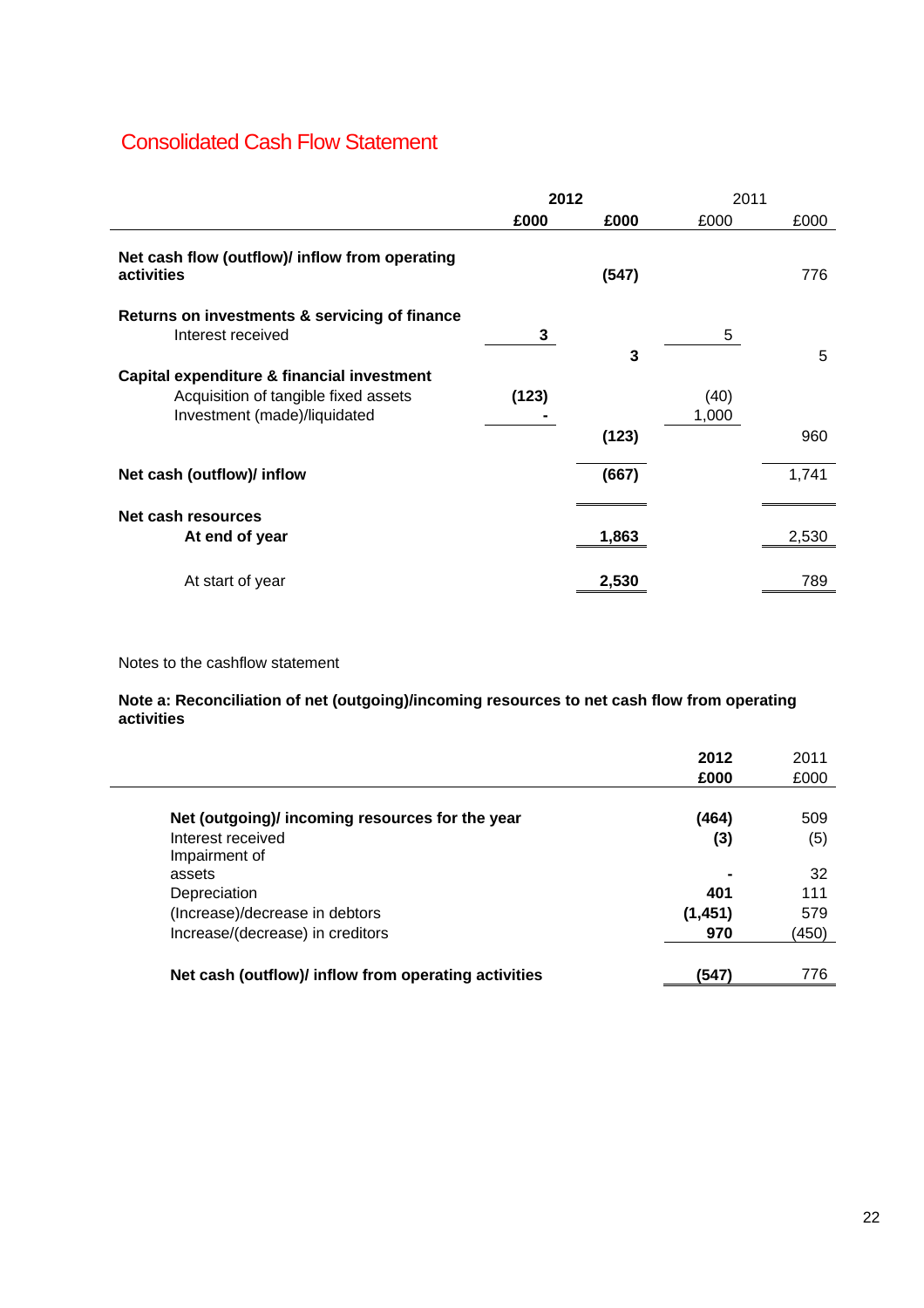## Consolidated Cash Flow Statement

| | 2012 | | 2011 | |
|---|---|---|---|---|
| | £000 | £000 | £000 | £000 |
| **Net cash flow (outflow)/ inflow from operating activities** | | **(547)** | | 776 |
| **Returns on investments & servicing of finance** | | | | |
| Interest received | **3** | | 5 | |
| | | **3** | | 5 |
| **Capital expenditure & financial investment** | | | | |
| Acquisition of tangible fixed assets | **(123)** | | (40) | |
| Investment (made)/liquidated | **-** | | 1,000 | |
| | | **(123)** | | 960 |
| **Net cash (outflow)/ inflow** | | **(667)** | | 1,741 |
| **Net cash resources** | | | | |
| **At end of year** | | **1,863** | | 2,530 |
| At start of year | | **2,530** | | 789 |

Notes to the cashflow statement

**Note a: Reconciliation of net (outgoing)/incoming resources to net cash flow from operating activities**

| | 2012 | 2011 |
|---|---|---|
| | £000 | £000 |
| **Net (outgoing)/ incoming resources for the year** | **(464)** | 509 |
| Interest received | **(3)** | (5) |
| Impairment of assets | **-** | 32 |
| Depreciation | **401** | 111 |
| (Increase)/decrease in debtors | **(1,451)** | 579 |
| Increase/(decrease) in creditors | **970** | (450) |
| **Net cash (outflow)/ inflow from operating activities** | **(547)** | 776 |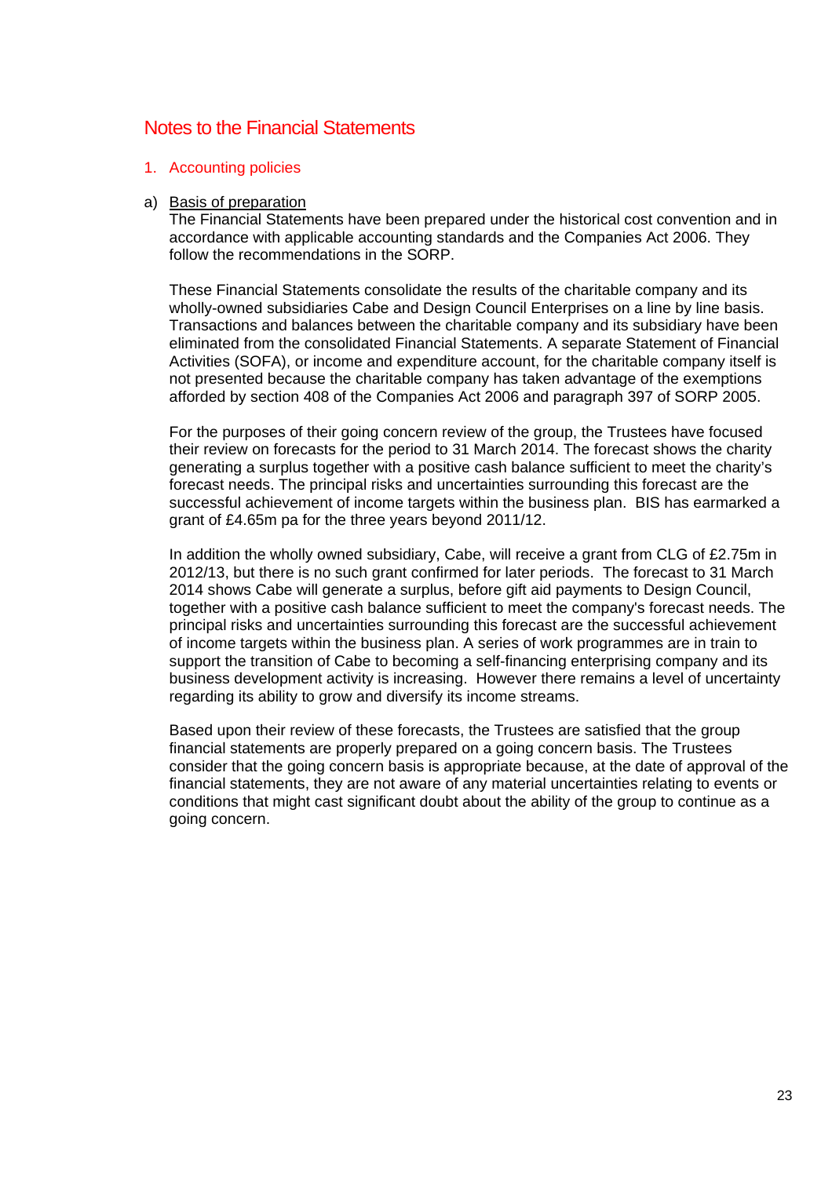# Notes to the Financial Statements

## 1. Accounting policies

a) Basis of preparation

The Financial Statements have been prepared under the historical cost convention and in accordance with applicable accounting standards and the Companies Act 2006. They follow the recommendations in the SORP.

These Financial Statements consolidate the results of the charitable company and its wholly-owned subsidiaries Cabe and Design Council Enterprises on a line by line basis. Transactions and balances between the charitable company and its subsidiary have been eliminated from the consolidated Financial Statements. A separate Statement of Financial Activities (SOFA), or income and expenditure account, for the charitable company itself is not presented because the charitable company has taken advantage of the exemptions afforded by section 408 of the Companies Act 2006 and paragraph 397 of SORP 2005.

For the purposes of their going concern review of the group, the Trustees have focused their review on forecasts for the period to 31 March 2014. The forecast shows the charity generating a surplus together with a positive cash balance sufficient to meet the charity's forecast needs. The principal risks and uncertainties surrounding this forecast are the successful achievement of income targets within the business plan. BIS has earmarked a grant of £4.65m pa for the three years beyond 2011/12.

In addition the wholly owned subsidiary, Cabe, will receive a grant from CLG of £2.75m in 2012/13, but there is no such grant confirmed for later periods. The forecast to 31 March 2014 shows Cabe will generate a surplus, before gift aid payments to Design Council, together with a positive cash balance sufficient to meet the company's forecast needs. The principal risks and uncertainties surrounding this forecast are the successful achievement of income targets within the business plan. A series of work programmes are in train to support the transition of Cabe to becoming a self-financing enterprising company and its business development activity is increasing. However there remains a level of uncertainty regarding its ability to grow and diversify its income streams.

Based upon their review of these forecasts, the Trustees are satisfied that the group financial statements are properly prepared on a going concern basis. The Trustees consider that the going concern basis is appropriate because, at the date of approval of the financial statements, they are not aware of any material uncertainties relating to events or conditions that might cast significant doubt about the ability of the group to continue as a going concern.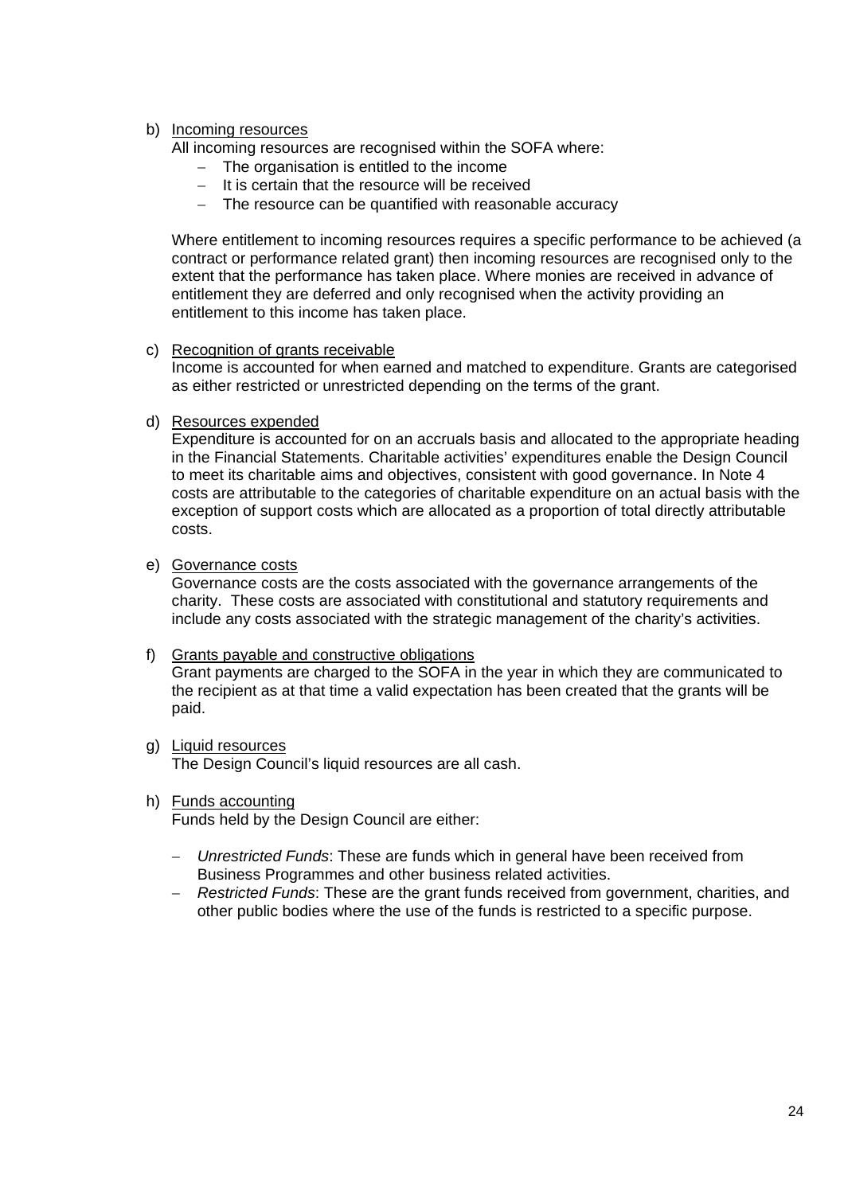b) Incoming resources

All incoming resources are recognised within the SOFA where:

- The organisation is entitled to the income
- It is certain that the resource will be received
- The resource can be quantified with reasonable accuracy

Where entitlement to incoming resources requires a specific performance to be achieved (a contract or performance related grant) then incoming resources are recognised only to the extent that the performance has taken place. Where monies are received in advance of entitlement they are deferred and only recognised when the activity providing an entitlement to this income has taken place.

c) Recognition of grants receivable

Income is accounted for when earned and matched to expenditure. Grants are categorised as either restricted or unrestricted depending on the terms of the grant.

d) Resources expended

Expenditure is accounted for on an accruals basis and allocated to the appropriate heading in the Financial Statements. Charitable activities' expenditures enable the Design Council to meet its charitable aims and objectives, consistent with good governance. In Note 4 costs are attributable to the categories of charitable expenditure on an actual basis with the exception of support costs which are allocated as a proportion of total directly attributable costs.

e) Governance costs

Governance costs are the costs associated with the governance arrangements of the charity. These costs are associated with constitutional and statutory requirements and include any costs associated with the strategic management of the charity's activities.

f) Grants payable and constructive obligations

Grant payments are charged to the SOFA in the year in which they are communicated to the recipient as at that time a valid expectation has been created that the grants will be paid.

g) Liquid resources

The Design Council's liquid resources are all cash.

h) Funds accounting

Funds held by the Design Council are either:

- *Unrestricted Funds*: These are funds which in general have been received from Business Programmes and other business related activities.
- *Restricted Funds*: These are the grant funds received from government, charities, and other public bodies where the use of the funds is restricted to a specific purpose.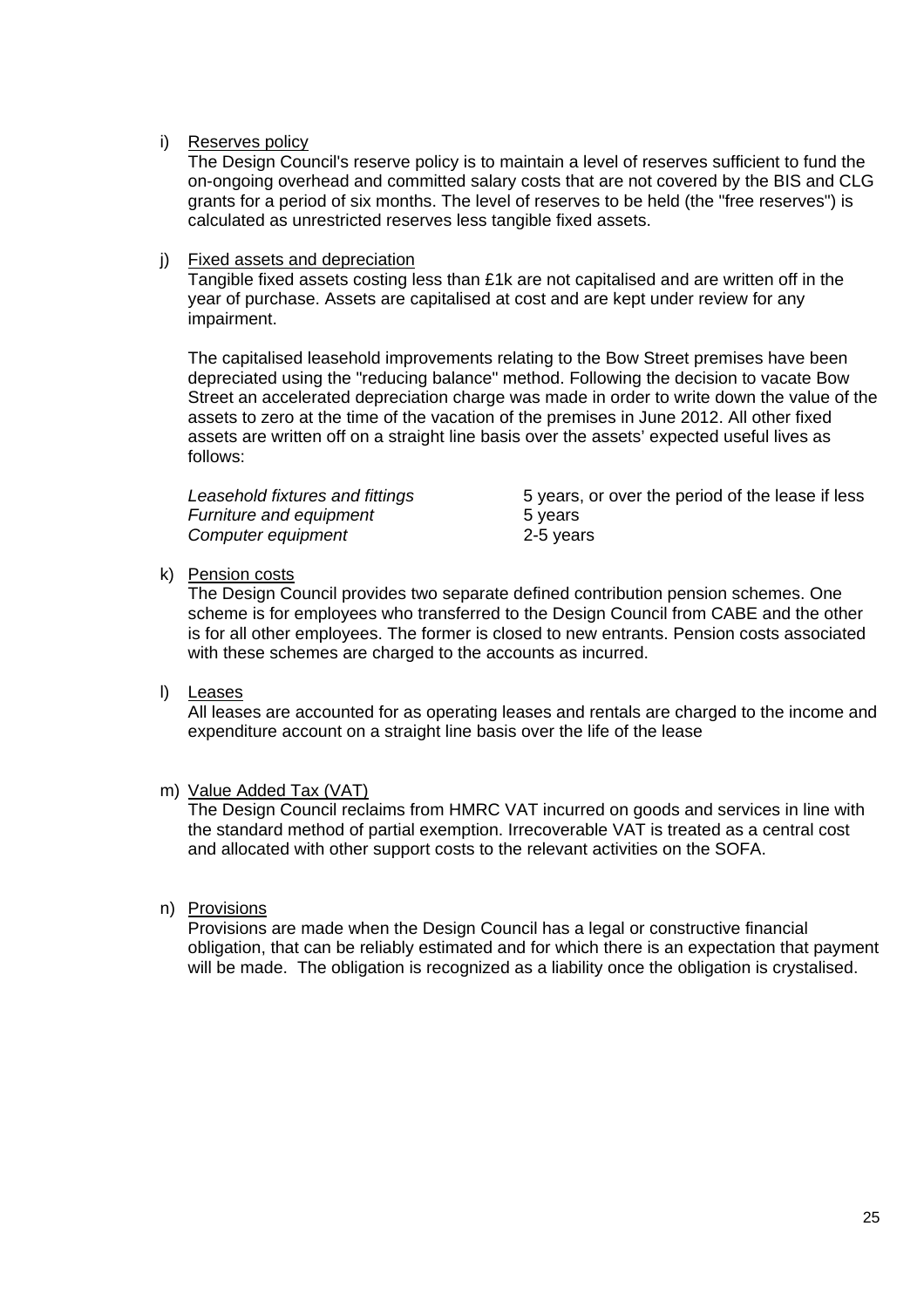i) Reserves policy

The Design Council's reserve policy is to maintain a level of reserves sufficient to fund the on-ongoing overhead and committed salary costs that are not covered by the BIS and CLG grants for a period of six months. The level of reserves to be held (the "free reserves") is calculated as unrestricted reserves less tangible fixed assets.

j) Fixed assets and depreciation

Tangible fixed assets costing less than £1k are not capitalised and are written off in the year of purchase. Assets are capitalised at cost and are kept under review for any impairment.

The capitalised leasehold improvements relating to the Bow Street premises have been depreciated using the "reducing balance" method. Following the decision to vacate Bow Street an accelerated depreciation charge was made in order to write down the value of the assets to zero at the time of the vacation of the premises in June 2012. All other fixed assets are written off on a straight line basis over the assets' expected useful lives as follows:

| | |
|---|---|
| *Leasehold fixtures and fittings* | 5 years, or over the period of the lease if less |
| *Furniture and equipment* | 5 years |
| *Computer equipment* | 2-5 years |

k) Pension costs

The Design Council provides two separate defined contribution pension schemes. One scheme is for employees who transferred to the Design Council from CABE and the other is for all other employees. The former is closed to new entrants. Pension costs associated with these schemes are charged to the accounts as incurred.

l) Leases

All leases are accounted for as operating leases and rentals are charged to the income and expenditure account on a straight line basis over the life of the lease

m) Value Added Tax (VAT)

The Design Council reclaims from HMRC VAT incurred on goods and services in line with the standard method of partial exemption. Irrecoverable VAT is treated as a central cost and allocated with other support costs to the relevant activities on the SOFA.

n) Provisions

Provisions are made when the Design Council has a legal or constructive financial obligation, that can be reliably estimated and for which there is an expectation that payment will be made. The obligation is recognized as a liability once the obligation is crystalised.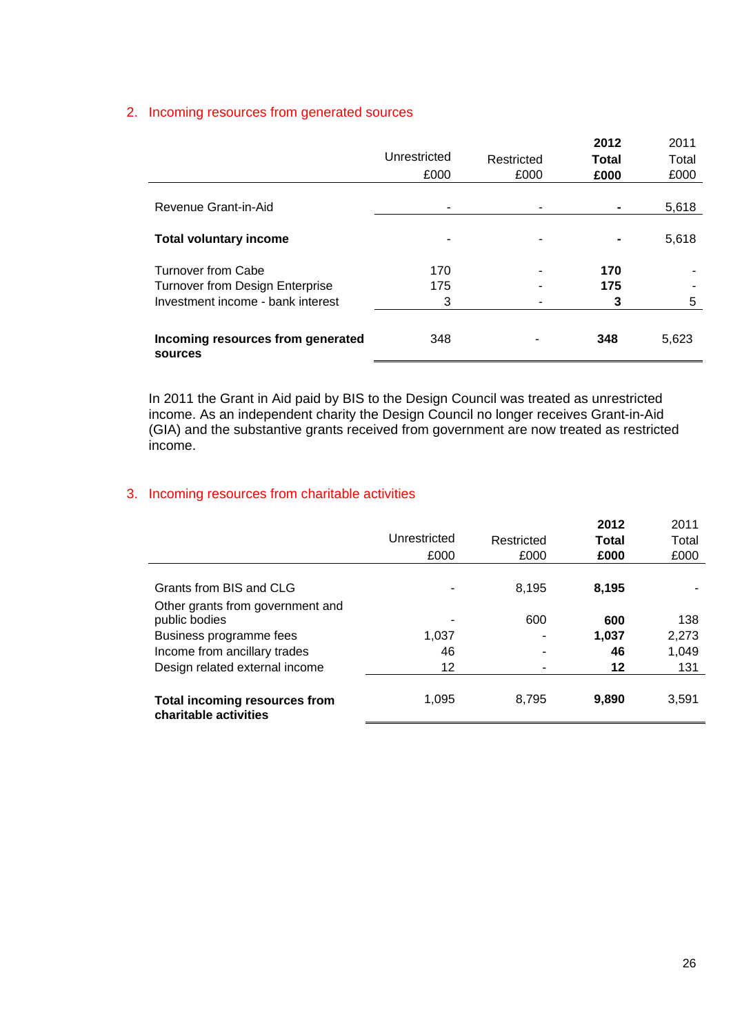## 2. Incoming resources from generated sources

| | Unrestricted £000 | Restricted £000 | **2012 Total £000** | 2011 Total £000 |
|---|---|---|---|---|
| Revenue Grant-in-Aid | - | - | **-** | 5,618 |
| **Total voluntary income** | - | - | **-** | 5,618 |
| Turnover from Cabe | 170 | - | **170** | - |
| Turnover from Design Enterprise | 175 | - | **175** | - |
| Investment income - bank interest | 3 | - | **3** | 5 |
| **Incoming resources from generated sources** | 348 | - | **348** | 5,623 |

In 2011 the Grant in Aid paid by BIS to the Design Council was treated as unrestricted income. As an independent charity the Design Council no longer receives Grant-in-Aid (GIA) and the substantive grants received from government are now treated as restricted income.

## 3. Incoming resources from charitable activities

| | Unrestricted £000 | Restricted £000 | **2012 Total £000** | 2011 Total £000 |
|---|---|---|---|---|
| Grants from BIS and CLG | - | 8,195 | **8,195** | - |
| Other grants from government and public bodies | - | 600 | **600** | 138 |
| Business programme fees | 1,037 | - | **1,037** | 2,273 |
| Income from ancillary trades | 46 | - | **46** | 1,049 |
| Design related external income | 12 | - | **12** | 131 |
| **Total incoming resources from charitable activities** | 1,095 | 8,795 | **9,890** | 3,591 |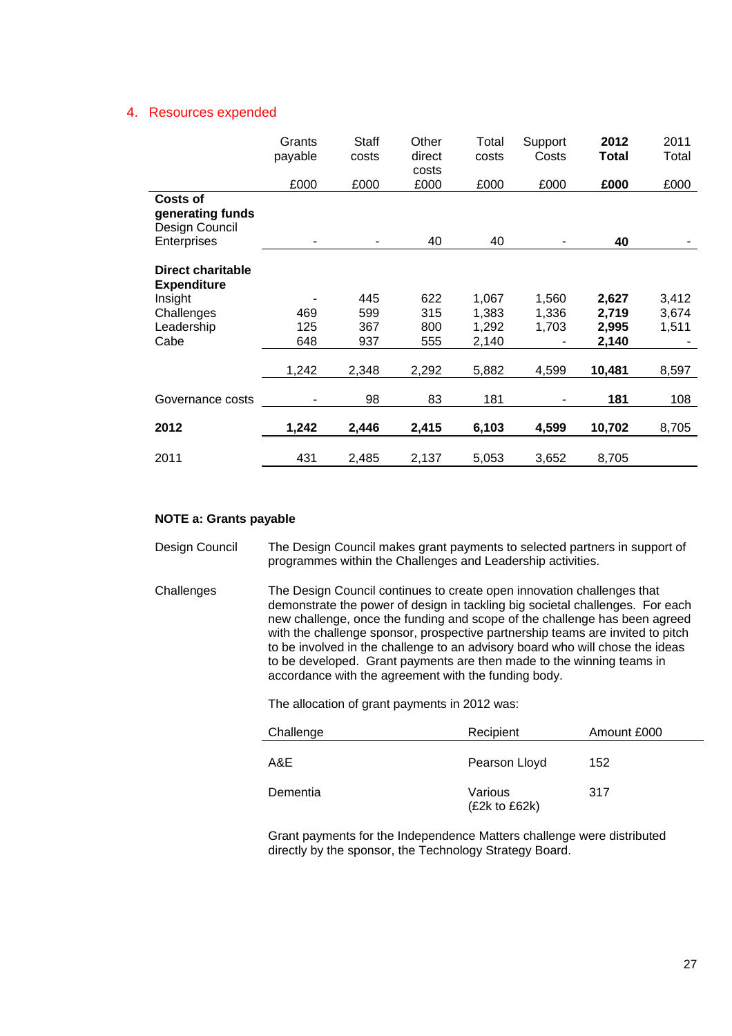## 4. Resources expended

| | Grants payable | Staff costs | Other direct costs | Total costs | Support Costs | **2012 Total** | 2011 Total |
|---|---|---|---|---|---|---|---|
| | £000 | £000 | £000 | £000 | £000 | **£000** | £000 |
| **Costs of generating funds** | | | | | | | |
| Design Council Enterprises | - | - | 40 | 40 | - | **40** | - |
| **Direct charitable Expenditure** | | | | | | | |
| Insight | - | 445 | 622 | 1,067 | 1,560 | **2,627** | 3,412 |
| Challenges | 469 | 599 | 315 | 1,383 | 1,336 | **2,719** | 3,674 |
| Leadership | 125 | 367 | 800 | 1,292 | 1,703 | **2,995** | 1,511 |
| Cabe | 648 | 937 | 555 | 2,140 | - | **2,140** | - |
| | 1,242 | 2,348 | 2,292 | 5,882 | 4,599 | **10,481** | 8,597 |
| Governance costs | - | 98 | 83 | 181 | - | **181** | 108 |
| **2012** | **1,242** | **2,446** | **2,415** | **6,103** | **4,599** | **10,702** | 8,705 |
| 2011 | 431 | 2,485 | 2,137 | 5,053 | 3,652 | 8,705 | |

### NOTE a: Grants payable

**Design Council**

The Design Council makes grant payments to selected partners in support of programmes within the Challenges and Leadership activities.

**Challenges**

The Design Council continues to create open innovation challenges that demonstrate the power of design in tackling big societal challenges. For each new challenge, once the funding and scope of the challenge has been agreed with the challenge sponsor, prospective partnership teams are invited to pitch to be involved in the challenge to an advisory board who will chose the ideas to be developed. Grant payments are then made to the winning teams in accordance with the agreement with the funding body.

The allocation of grant payments in 2012 was:

| Challenge | Recipient | Amount £000 |
|---|---|---|
| A&E | Pearson Lloyd | 152 |
| Dementia | Various (£2k to £62k) | 317 |

Grant payments for the Independence Matters challenge were distributed directly by the sponsor, the Technology Strategy Board.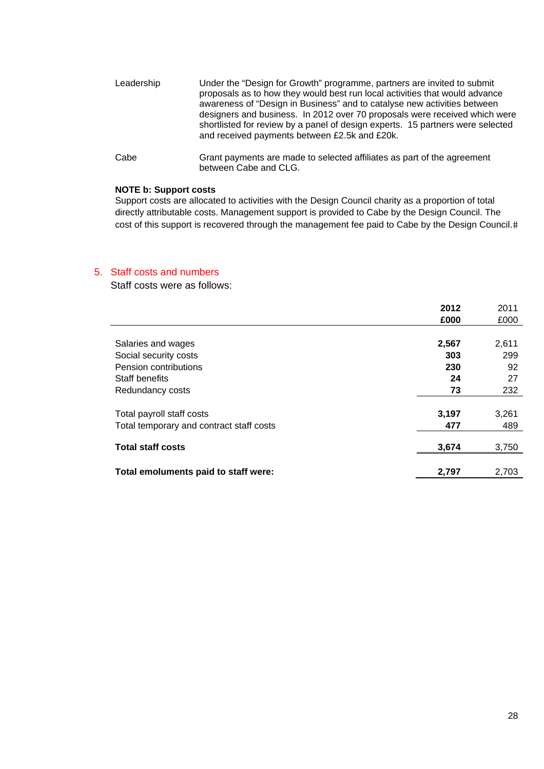| | |
|---|---|
| Leadership | Under the "Design for Growth" programme, partners are invited to submit proposals as to how they would best run local activities that would advance awareness of "Design in Business" and to catalyse new activities between designers and business. In 2012 over 70 proposals were received which were shortlisted for review by a panel of design experts. 15 partners were selected and received payments between £2.5k and £20k. |
| Cabe | Grant payments are made to selected affiliates as part of the agreement between Cabe and CLG. |

**NOTE b: Support costs**

Support costs are allocated to activities with the Design Council charity as a proportion of total directly attributable costs. Management support is provided to Cabe by the Design Council. The cost of this support is recovered through the management fee paid to Cabe by the Design Council.#

## 5. Staff costs and numbers

Staff costs were as follows:

| | **2012** | 2011 |
|---|---|---|
| | **£000** | £000 |
| Salaries and wages | **2,567** | 2,611 |
| Social security costs | **303** | 299 |
| Pension contributions | **230** | 92 |
| Staff benefits | **24** | 27 |
| Redundancy costs | **73** | 232 |
| Total payroll staff costs | **3,197** | 3,261 |
| Total temporary and contract staff costs | **477** | 489 |
| **Total staff costs** | **3,674** | 3,750 |
| **Total emoluments paid to staff were:** | **2,797** | 2,703 |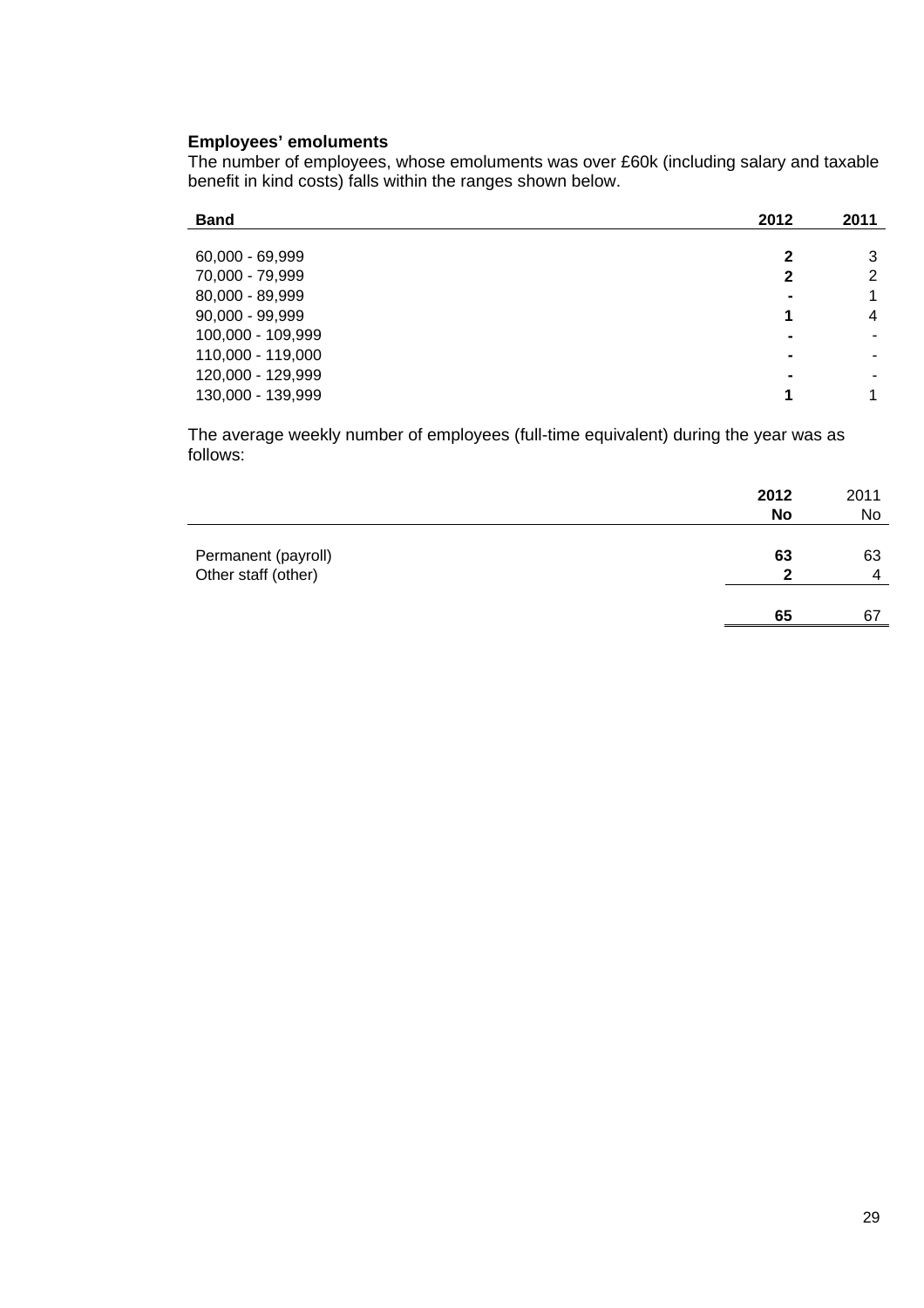**Employees' emoluments**

The number of employees, whose emoluments was over £60k (including salary and taxable benefit in kind costs) falls within the ranges shown below.

| Band | 2012 | 2011 |
|---|---|---|
| 60,000 - 69,999 | **2** | 3 |
| 70,000 - 79,999 | **2** | 2 |
| 80,000 - 89,999 | **-** | 1 |
| 90,000 - 99,999 | **1** | 4 |
| 100,000 - 109,999 | **-** | - |
| 110,000 - 119,000 | **-** | - |
| 120,000 - 129,999 | **-** | - |
| 130,000 - 139,999 | **1** | 1 |

The average weekly number of employees (full-time equivalent) during the year was as follows:

| | 2012<br>No | 2011<br>No |
|---|---|---|
| Permanent (payroll) | **63** | 63 |
| Other staff (other) | **2** | 4 |
| | **65** | 67 |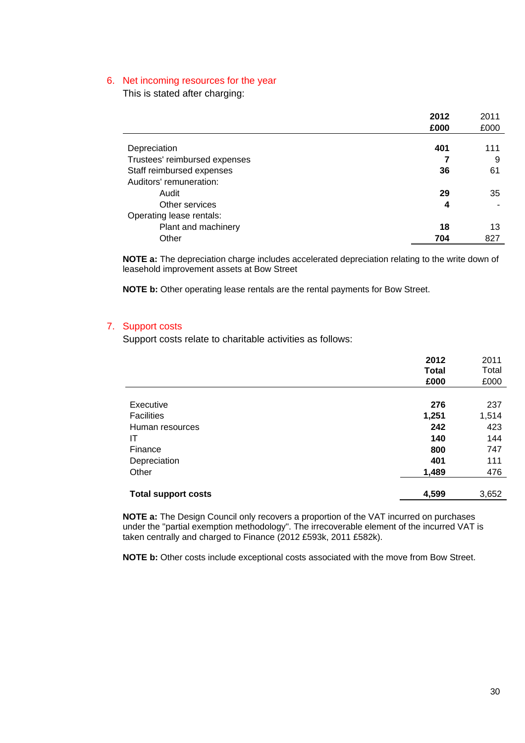## 6. Net incoming resources for the year

This is stated after charging:

| | **2012 £000** | 2011 £000 |
|---|---|---|
| Depreciation | **401** | 111 |
| Trustees' reimbursed expenses | **7** | 9 |
| Staff reimbursed expenses | **36** | 61 |
| Auditors' remuneration: | | |
| Audit | **29** | 35 |
| Other services | **4** | - |
| Operating lease rentals: | | |
| Plant and machinery | **18** | 13 |
| Other | **704** | 827 |

**NOTE a:** The depreciation charge includes accelerated depreciation relating to the write down of leasehold improvement assets at Bow Street

**NOTE b:** Other operating lease rentals are the rental payments for Bow Street.

## 7. Support costs

Support costs relate to charitable activities as follows:

| | **2012 Total £000** | 2011 Total £000 |
|---|---|---|
| Executive | **276** | 237 |
| Facilities | **1,251** | 1,514 |
| Human resources | **242** | 423 |
| IT | **140** | 144 |
| Finance | **800** | 747 |
| Depreciation | **401** | 111 |
| Other | **1,489** | 476 |
| **Total support costs** | **4,599** | 3,652 |

**NOTE a:** The Design Council only recovers a proportion of the VAT incurred on purchases under the "partial exemption methodology". The irrecoverable element of the incurred VAT is taken centrally and charged to Finance (2012 £593k, 2011 £582k).

**NOTE b:** Other costs include exceptional costs associated with the move from Bow Street.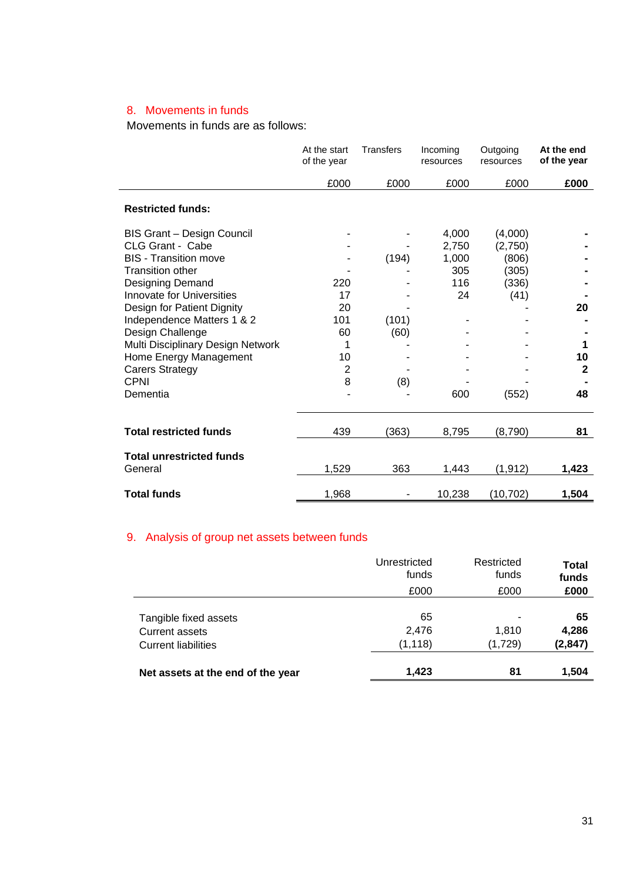## 8. Movements in funds

Movements in funds are as follows:

| | At the start of the year | Transfers | Incoming resources | Outgoing resources | **At the end of the year** |
|---|---|---|---|---|---|
| | £000 | £000 | £000 | £000 | **£000** |
| **Restricted funds:** | | | | | |
| BIS Grant – Design Council | - | - | 4,000 | (4,000) | **-** |
| CLG Grant - Cabe | - | - | 2,750 | (2,750) | **-** |
| BIS - Transition move | - | (194) | 1,000 | (806) | **-** |
| Transition other | - | - | 305 | (305) | **-** |
| Designing Demand | 220 | - | 116 | (336) | **-** |
| Innovate for Universities | 17 | - | 24 | (41) | **-** |
| Design for Patient Dignity | 20 | - | | - | **20** |
| Independence Matters 1 & 2 | 101 | (101) | - | - | **-** |
| Design Challenge | 60 | (60) | - | - | **-** |
| Multi Disciplinary Design Network | 1 | - | - | - | **1** |
| Home Energy Management | 10 | - | - | - | **10** |
| Carers Strategy | 2 | - | - | - | **2** |
| CPNI | 8 | (8) | - | - | **-** |
| Dementia | - | - | 600 | (552) | **48** |
| **Total restricted funds** | 439 | (363) | 8,795 | (8,790) | **81** |
| **Total unrestricted funds** | | | | | |
| General | 1,529 | 363 | 1,443 | (1,912) | **1,423** |
| **Total funds** | 1,968 | - | 10,238 | (10,702) | **1,504** |

## 9. Analysis of group net assets between funds

| | Unrestricted funds | Restricted funds | **Total funds** |
|---|---|---|---|
| | £000 | £000 | **£000** |
| Tangible fixed assets | 65 | - | **65** |
| Current assets | 2,476 | 1,810 | **4,286** |
| Current liabilities | (1,118) | (1,729) | **(2,847)** |
| **Net assets at the end of the year** | **1,423** | **81** | **1,504** |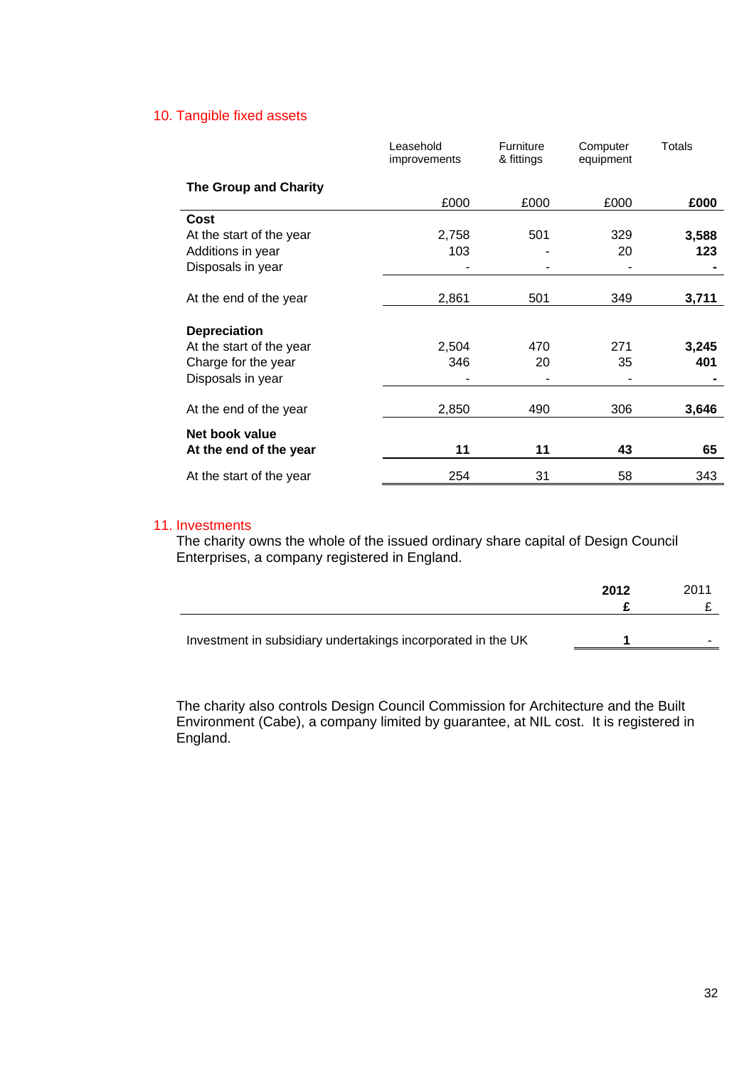## 10. Tangible fixed assets

| The Group and Charity | Leasehold improvements | Furniture & fittings | Computer equipment | Totals |
|---|---|---|---|---|
| | £000 | £000 | £000 | **£000** |
| **Cost** | | | | |
| At the start of the year | 2,758 | 501 | 329 | **3,588** |
| Additions in year | 103 | - | 20 | **123** |
| Disposals in year | - | - | - | **-** |
| At the end of the year | 2,861 | 501 | 349 | **3,711** |
| **Depreciation** | | | | |
| At the start of the year | 2,504 | 470 | 271 | **3,245** |
| Charge for the year | 346 | 20 | 35 | **401** |
| Disposals in year | - | - | - | **-** |
| At the end of the year | 2,850 | 490 | 306 | **3,646** |
| **Net book value** | | | | |
| **At the end of the year** | **11** | **11** | **43** | **65** |
| At the start of the year | 254 | 31 | 58 | 343 |

## 11. Investments

The charity owns the whole of the issued ordinary share capital of Design Council Enterprises, a company registered in England.

| | **2012** | 2011 |
|---|---|---|
| | **£** | £ |
| Investment in subsidiary undertakings incorporated in the UK | **1** | - |

The charity also controls Design Council Commission for Architecture and the Built Environment (Cabe), a company limited by guarantee, at NIL cost. It is registered in England.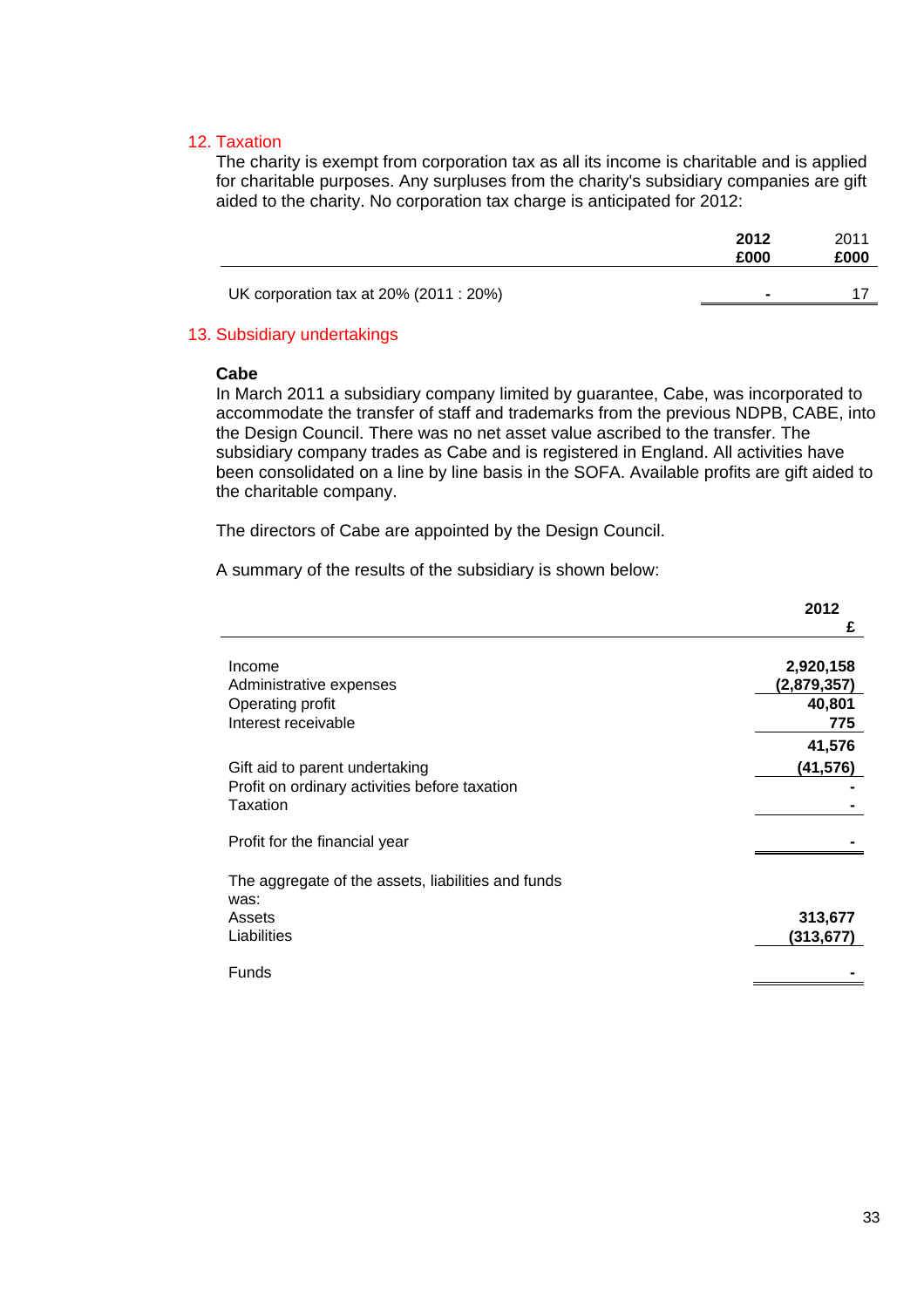## 12. Taxation

The charity is exempt from corporation tax as all its income is charitable and is applied for charitable purposes. Any surpluses from the charity's subsidiary companies are gift aided to the charity. No corporation tax charge is anticipated for 2012:

| | 2012 £000 | 2011 £000 |
|---|---|---|
| UK corporation tax at 20% (2011 : 20%) | - | 17 |

## 13. Subsidiary undertakings

### Cabe

In March 2011 a subsidiary company limited by guarantee, Cabe, was incorporated to accommodate the transfer of staff and trademarks from the previous NDPB, CABE, into the Design Council. There was no net asset value ascribed to the transfer. The subsidiary company trades as Cabe and is registered in England. All activities have been consolidated on a line by line basis in the SOFA. Available profits are gift aided to the charitable company.

The directors of Cabe are appointed by the Design Council.

A summary of the results of the subsidiary is shown below:

| | 2012 £ |
|---|---|
| Income | 2,920,158 |
| Administrative expenses | (2,879,357) |
| Operating profit | 40,801 |
| Interest receivable | 775 |
| | 41,576 |
| Gift aid to parent undertaking | (41,576) |
| Profit on ordinary activities before taxation | - |
| Taxation | - |
| Profit for the financial year | - |
| The aggregate of the assets, liabilities and funds was: | |
| Assets | 313,677 |
| Liabilities | (313,677) |
| Funds | - |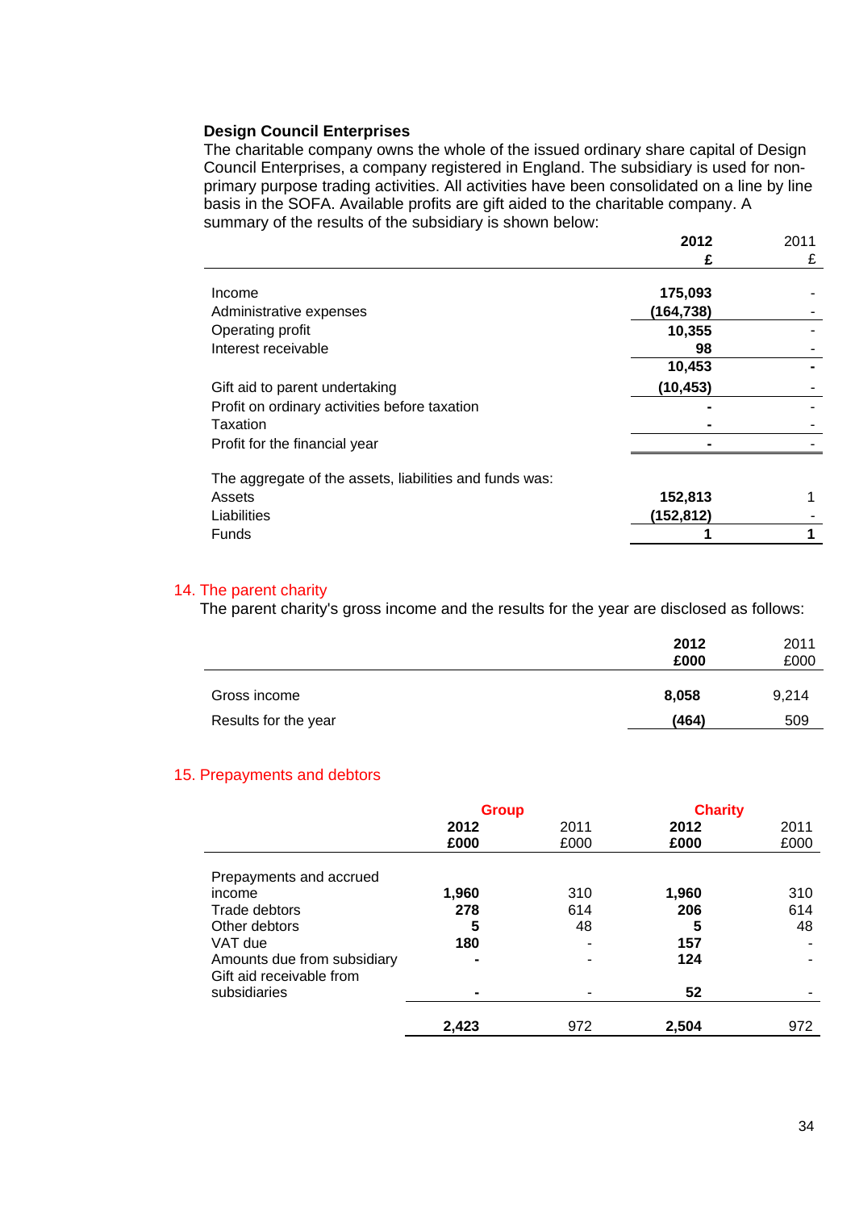### Design Council Enterprises

The charitable company owns the whole of the issued ordinary share capital of Design Council Enterprises, a company registered in England. The subsidiary is used for non-primary purpose trading activities. All activities have been consolidated on a line by line basis in the SOFA. Available profits are gift aided to the charitable company. A summary of the results of the subsidiary is shown below:

| | **2012** | 2011 |
|---|---|---|
| | **£** | £ |
| Income | **175,093** | - |
| Administrative expenses | **(164,738)** | - |
| Operating profit | **10,355** | - |
| Interest receivable | **98** | - |
| | **10,453** | **-** |
| Gift aid to parent undertaking | **(10,453)** | - |
| Profit on ordinary activities before taxation | **-** | - |
| Taxation | **-** | - |
| Profit for the financial year | **-** | - |
| The aggregate of the assets, liabilities and funds was: | | |
| Assets | **152,813** | 1 |
| Liabilities | **(152,812)** | - |
| Funds | **1** | **1** |

## 14. The parent charity

The parent charity's gross income and the results for the year are disclosed as follows:

| | **2012** | 2011 |
|---|---|---|
| | **£000** | £000 |
| Gross income | **8,058** | 9,214 |
| Results for the year | **(464)** | 509 |

## 15. Prepayments and debtors

| | **Group** | | **Charity** | |
|---|---|---|---|---|
| | **2012** | 2011 | **2012** | 2011 |
| | **£000** | £000 | **£000** | £000 |
| Prepayments and accrued income | **1,960** | 310 | **1,960** | 310 |
| Trade debtors | **278** | 614 | **206** | 614 |
| Other debtors | **5** | 48 | **5** | 48 |
| VAT due | **180** | - | **157** | - |
| Amounts due from subsidiary | **-** | - | **124** | - |
| Gift aid receivable from subsidiaries | **-** | - | **52** | - |
| | **2,423** | 972 | **2,504** | 972 |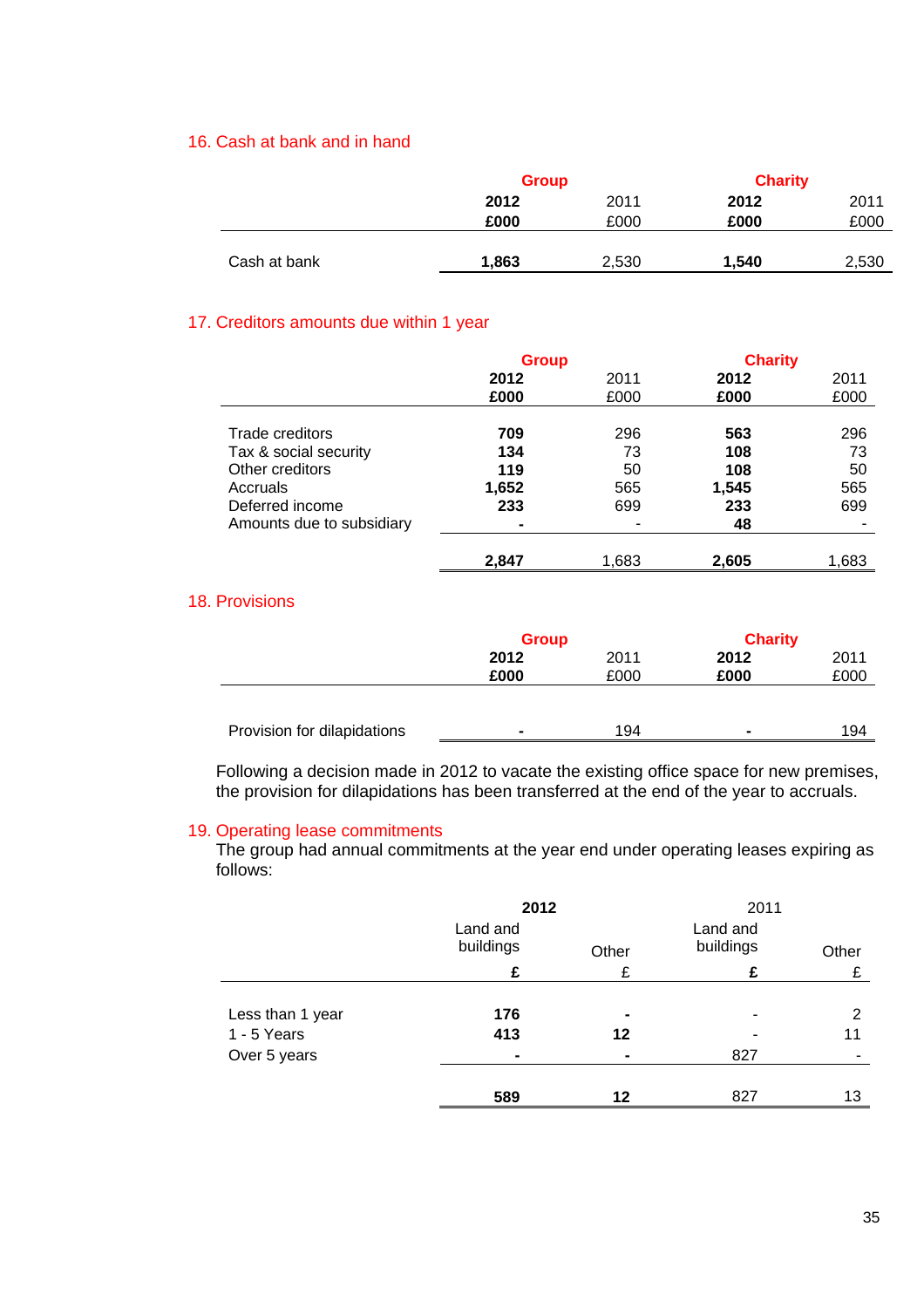## 16. Cash at bank and in hand

| | Group | | Charity | |
|---|---|---|---|---|
| | **2012** | 2011 | **2012** | 2011 |
| | **£000** | £000 | **£000** | £000 |
| Cash at bank | **1,863** | 2,530 | **1,540** | 2,530 |

## 17. Creditors amounts due within 1 year

| | Group | | Charity | |
|---|---|---|---|---|
| | **2012** | 2011 | **2012** | 2011 |
| | **£000** | £000 | **£000** | £000 |
| Trade creditors | **709** | 296 | **563** | 296 |
| Tax & social security | **134** | 73 | **108** | 73 |
| Other creditors | **119** | 50 | **108** | 50 |
| Accruals | **1,652** | 565 | **1,545** | 565 |
| Deferred income | **233** | 699 | **233** | 699 |
| Amounts due to subsidiary | **-** | - | **48** | - |
| | **2,847** | 1,683 | **2,605** | 1,683 |

## 18. Provisions

| | Group | | Charity | |
|---|---|---|---|---|
| | **2012** | 2011 | **2012** | 2011 |
| | **£000** | £000 | **£000** | £000 |
| Provision for dilapidations | **-** | 194 | **-** | 194 |

Following a decision made in 2012 to vacate the existing office space for new premises, the provision for dilapidations has been transferred at the end of the year to accruals.

## 19. Operating lease commitments

The group had annual commitments at the year end under operating leases expiring as follows:

| | **2012** | | 2011 | |
|---|---|---|---|---|
| | Land and buildings | Other | Land and buildings | Other |
| | **£** | £ | **£** | £ |
| Less than 1 year | **176** | **-** | - | 2 |
| 1 - 5 Years | **413** | **12** | - | 11 |
| Over 5 years | **-** | **-** | 827 | - |
| | **589** | **12** | 827 | 13 |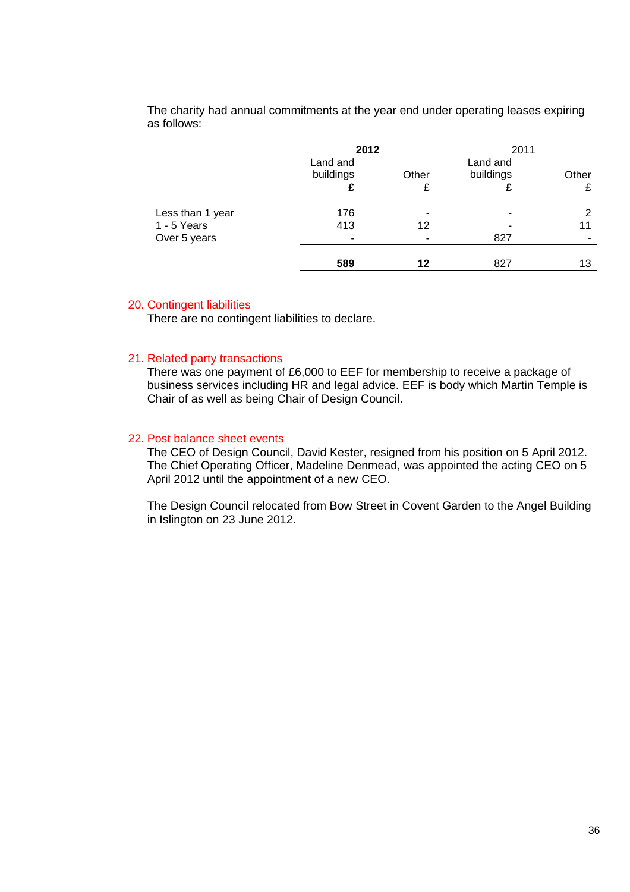The charity had annual commitments at the year end under operating leases expiring as follows:

| | **2012** | | 2011 | |
|---|---|---|---|---|
| | Land and buildings | Other | Land and buildings | Other |
| | **£** | £ | **£** | £ |
| Less than 1 year | 176 | - | - | 2 |
| 1 - 5 Years | 413 | 12 | - | 11 |
| Over 5 years | **-** | **-** | 827 | - |
| | **589** | **12** | 827 | 13 |

## 20. Contingent liabilities

There are no contingent liabilities to declare.

## 21. Related party transactions

There was one payment of £6,000 to EEF for membership to receive a package of business services including HR and legal advice. EEF is body which Martin Temple is Chair of as well as being Chair of Design Council.

## 22. Post balance sheet events

The CEO of Design Council, David Kester, resigned from his position on 5 April 2012. The Chief Operating Officer, Madeline Denmead, was appointed the acting CEO on 5 April 2012 until the appointment of a new CEO.

The Design Council relocated from Bow Street in Covent Garden to the Angel Building in Islington on 23 June 2012.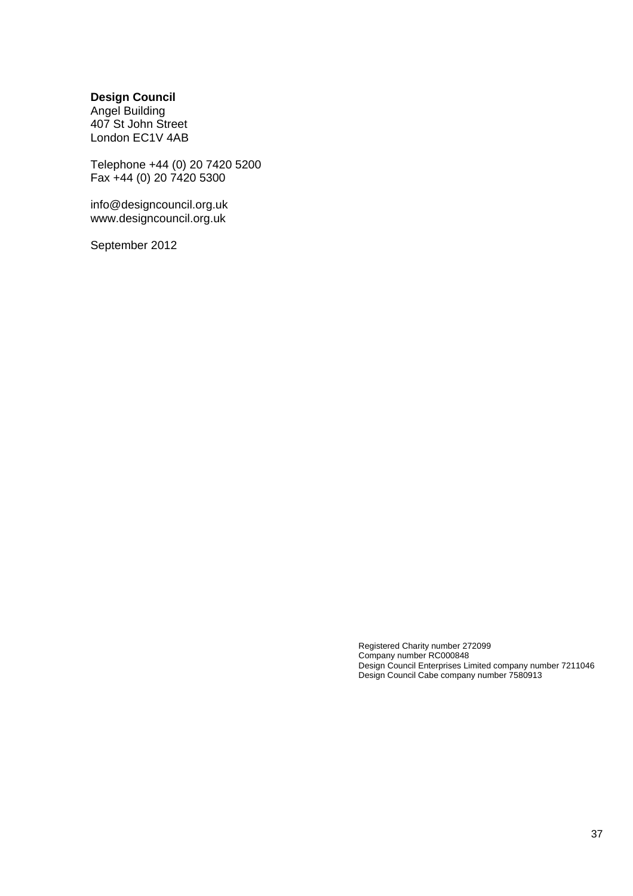**Design Council**
Angel Building
407 St John Street
London EC1V 4AB

Telephone +44 (0) 20 7420 5200
Fax +44 (0) 20 7420 5300

info@designcouncil.org.uk
www.designcouncil.org.uk

September 2012

Registered Charity number 272099
Company number RC000848
Design Council Enterprises Limited company number 7211046
Design Council Cabe company number 7580913